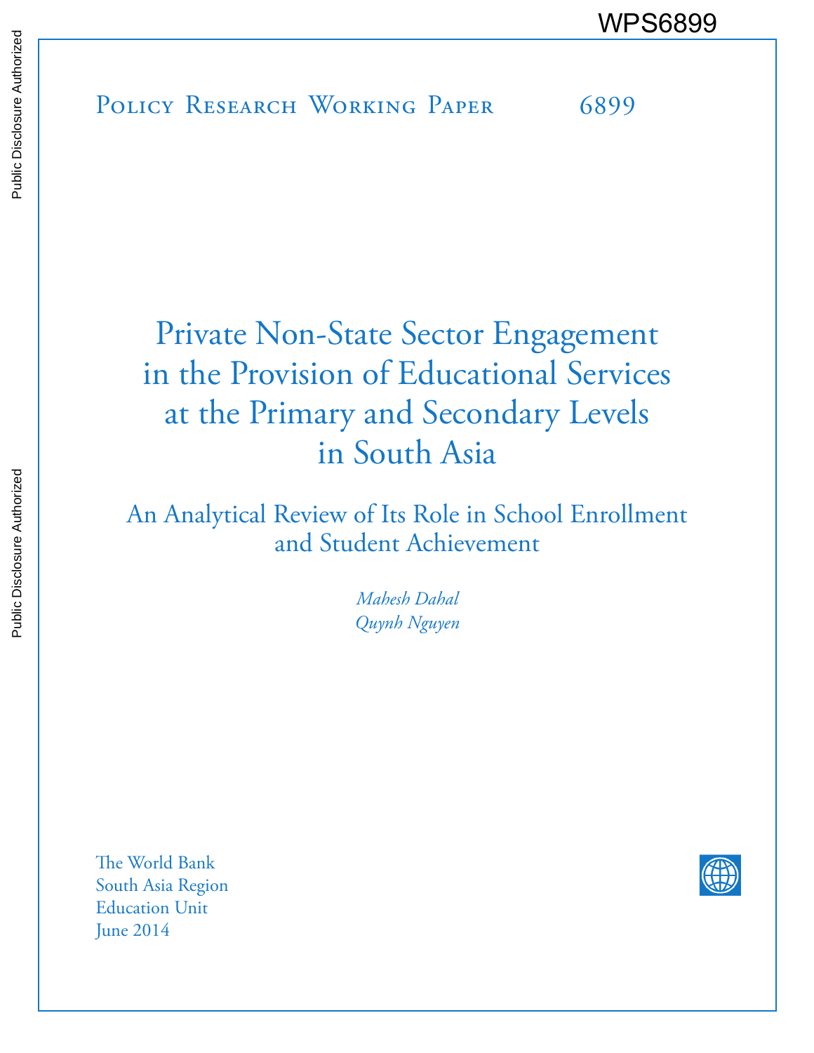WPS6899

Policy Research Working Paper 6899

# Private Non-State Sector Engagement in the Provision of Educational Services at the Primary and Secondary Levels in South Asia

## An Analytical Review of Its Role in School Enrollment and Student Achievement

*Mahesh Dahal*
*Quynh Nguyen*

The World Bank
South Asia Region
Education Unit
June 2014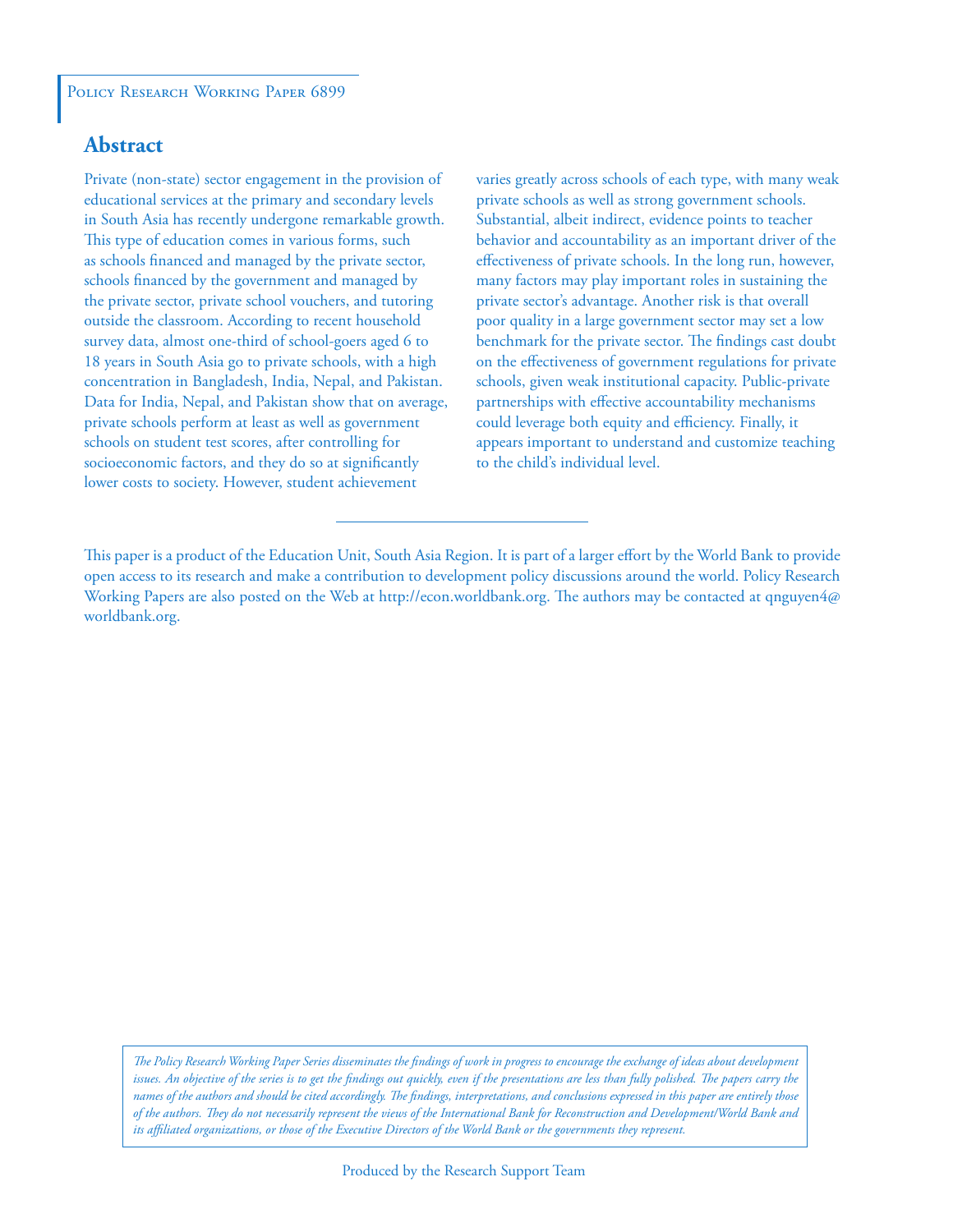Policy Research Working Paper 6899

## Abstract

Private (non-state) sector engagement in the provision of educational services at the primary and secondary levels in South Asia has recently undergone remarkable growth. This type of education comes in various forms, such as schools financed and managed by the private sector, schools financed by the government and managed by the private sector, private school vouchers, and tutoring outside the classroom. According to recent household survey data, almost one-third of school-goers aged 6 to 18 years in South Asia go to private schools, with a high concentration in Bangladesh, India, Nepal, and Pakistan. Data for India, Nepal, and Pakistan show that on average, private schools perform at least as well as government schools on student test scores, after controlling for socioeconomic factors, and they do so at significantly lower costs to society. However, student achievement varies greatly across schools of each type, with many weak private schools as well as strong government schools. Substantial, albeit indirect, evidence points to teacher behavior and accountability as an important driver of the effectiveness of private schools. In the long run, however, many factors may play important roles in sustaining the private sector's advantage. Another risk is that overall poor quality in a large government sector may set a low benchmark for the private sector. The findings cast doubt on the effectiveness of government regulations for private schools, given weak institutional capacity. Public-private partnerships with effective accountability mechanisms could leverage both equity and efficiency. Finally, it appears important to understand and customize teaching to the child's individual level.

This paper is a product of the Education Unit, South Asia Region. It is part of a larger effort by the World Bank to provide open access to its research and make a contribution to development policy discussions around the world. Policy Research Working Papers are also posted on the Web at http://econ.worldbank.org. The authors may be contacted at qnguyen4@worldbank.org.

*The Policy Research Working Paper Series disseminates the findings of work in progress to encourage the exchange of ideas about development issues. An objective of the series is to get the findings out quickly, even if the presentations are less than fully polished. The papers carry the names of the authors and should be cited accordingly. The findings, interpretations, and conclusions expressed in this paper are entirely those of the authors. They do not necessarily represent the views of the International Bank for Reconstruction and Development/World Bank and its affiliated organizations, or those of the Executive Directors of the World Bank or the governments they represent.*

Produced by the Research Support Team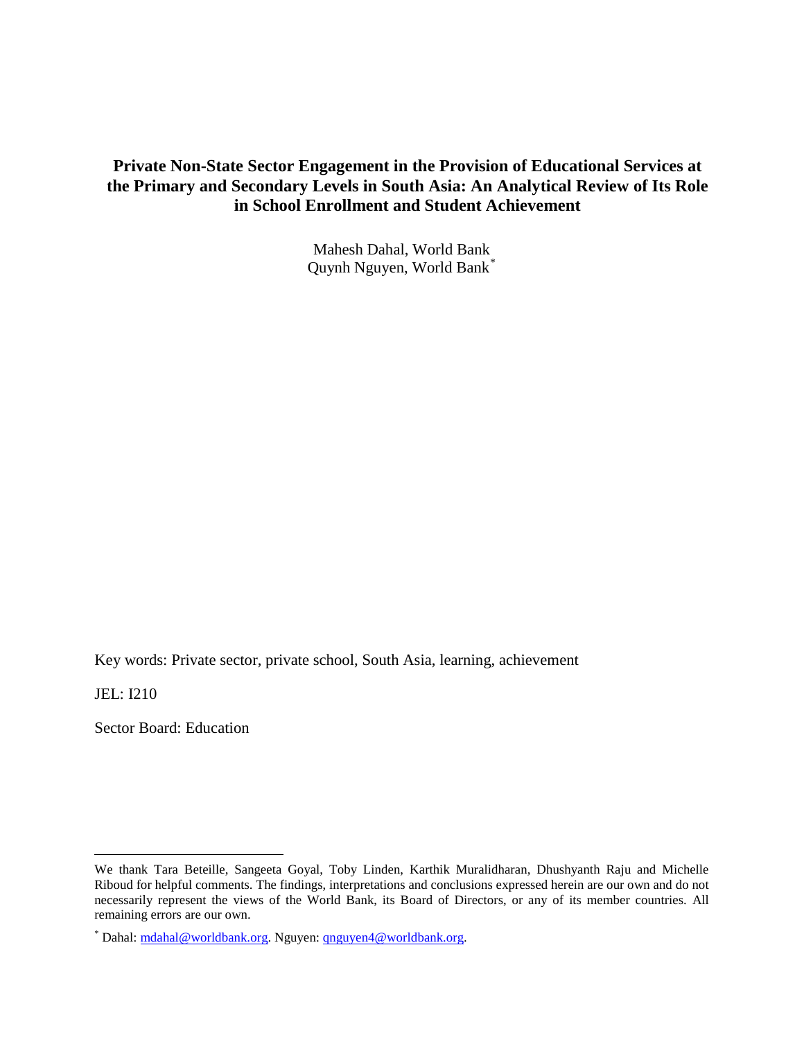# Private Non-State Sector Engagement in the Provision of Educational Services at the Primary and Secondary Levels in South Asia: An Analytical Review of Its Role in School Enrollment and Student Achievement

Mahesh Dahal, World Bank
Quynh Nguyen, World Bank*

Key words: Private sector, private school, South Asia, learning, achievement

JEL: I210

Sector Board: Education

---

We thank Tara Beteille, Sangeeta Goyal, Toby Linden, Karthik Muralidharan, Dhushyanth Raju and Michelle Riboud for helpful comments. The findings, interpretations and conclusions expressed herein are our own and do not necessarily represent the views of the World Bank, its Board of Directors, or any of its member countries. All remaining errors are our own.

\* Dahal: mdahal@worldbank.org. Nguyen: qnguyen4@worldbank.org.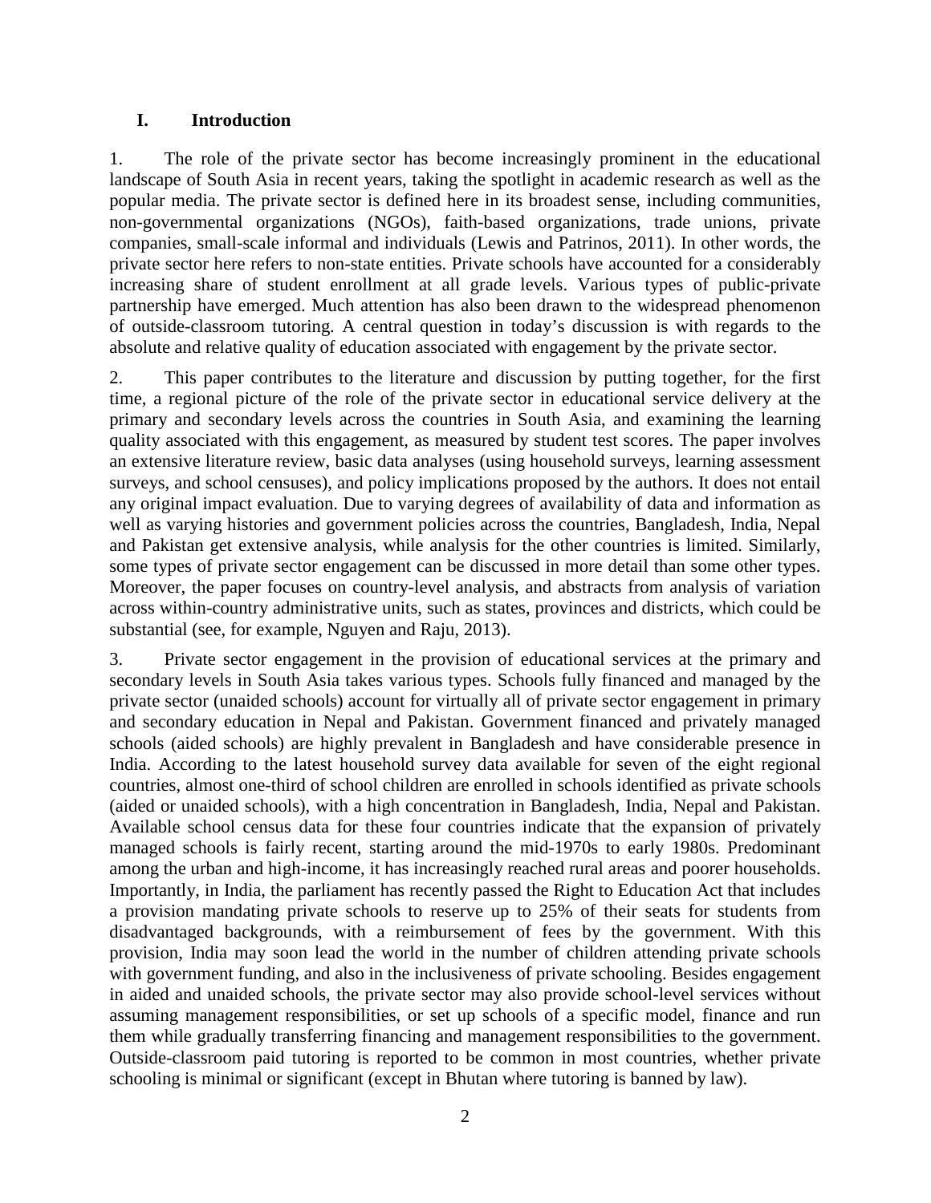## I. Introduction

1. The role of the private sector has become increasingly prominent in the educational landscape of South Asia in recent years, taking the spotlight in academic research as well as the popular media. The private sector is defined here in its broadest sense, including communities, non-governmental organizations (NGOs), faith-based organizations, trade unions, private companies, small-scale informal and individuals (Lewis and Patrinos, 2011). In other words, the private sector here refers to non-state entities. Private schools have accounted for a considerably increasing share of student enrollment at all grade levels. Various types of public-private partnership have emerged. Much attention has also been drawn to the widespread phenomenon of outside-classroom tutoring. A central question in today's discussion is with regards to the absolute and relative quality of education associated with engagement by the private sector.

2. This paper contributes to the literature and discussion by putting together, for the first time, a regional picture of the role of the private sector in educational service delivery at the primary and secondary levels across the countries in South Asia, and examining the learning quality associated with this engagement, as measured by student test scores. The paper involves an extensive literature review, basic data analyses (using household surveys, learning assessment surveys, and school censuses), and policy implications proposed by the authors. It does not entail any original impact evaluation. Due to varying degrees of availability of data and information as well as varying histories and government policies across the countries, Bangladesh, India, Nepal and Pakistan get extensive analysis, while analysis for the other countries is limited. Similarly, some types of private sector engagement can be discussed in more detail than some other types. Moreover, the paper focuses on country-level analysis, and abstracts from analysis of variation across within-country administrative units, such as states, provinces and districts, which could be substantial (see, for example, Nguyen and Raju, 2013).

3. Private sector engagement in the provision of educational services at the primary and secondary levels in South Asia takes various types. Schools fully financed and managed by the private sector (unaided schools) account for virtually all of private sector engagement in primary and secondary education in Nepal and Pakistan. Government financed and privately managed schools (aided schools) are highly prevalent in Bangladesh and have considerable presence in India. According to the latest household survey data available for seven of the eight regional countries, almost one-third of school children are enrolled in schools identified as private schools (aided or unaided schools), with a high concentration in Bangladesh, India, Nepal and Pakistan. Available school census data for these four countries indicate that the expansion of privately managed schools is fairly recent, starting around the mid-1970s to early 1980s. Predominant among the urban and high-income, it has increasingly reached rural areas and poorer households. Importantly, in India, the parliament has recently passed the Right to Education Act that includes a provision mandating private schools to reserve up to 25% of their seats for students from disadvantaged backgrounds, with a reimbursement of fees by the government. With this provision, India may soon lead the world in the number of children attending private schools with government funding, and also in the inclusiveness of private schooling. Besides engagement in aided and unaided schools, the private sector may also provide school-level services without assuming management responsibilities, or set up schools of a specific model, finance and run them while gradually transferring financing and management responsibilities to the government. Outside-classroom paid tutoring is reported to be common in most countries, whether private schooling is minimal or significant (except in Bhutan where tutoring is banned by law).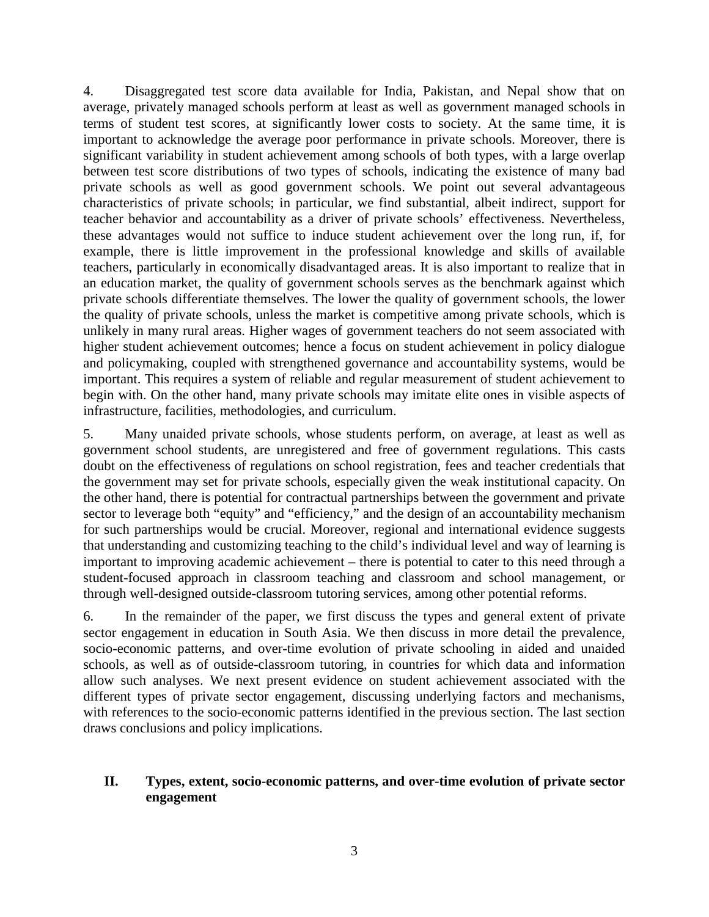4. Disaggregated test score data available for India, Pakistan, and Nepal show that on average, privately managed schools perform at least as well as government managed schools in terms of student test scores, at significantly lower costs to society. At the same time, it is important to acknowledge the average poor performance in private schools. Moreover, there is significant variability in student achievement among schools of both types, with a large overlap between test score distributions of two types of schools, indicating the existence of many bad private schools as well as good government schools. We point out several advantageous characteristics of private schools; in particular, we find substantial, albeit indirect, support for teacher behavior and accountability as a driver of private schools' effectiveness. Nevertheless, these advantages would not suffice to induce student achievement over the long run, if, for example, there is little improvement in the professional knowledge and skills of available teachers, particularly in economically disadvantaged areas. It is also important to realize that in an education market, the quality of government schools serves as the benchmark against which private schools differentiate themselves. The lower the quality of government schools, the lower the quality of private schools, unless the market is competitive among private schools, which is unlikely in many rural areas. Higher wages of government teachers do not seem associated with higher student achievement outcomes; hence a focus on student achievement in policy dialogue and policymaking, coupled with strengthened governance and accountability systems, would be important. This requires a system of reliable and regular measurement of student achievement to begin with. On the other hand, many private schools may imitate elite ones in visible aspects of infrastructure, facilities, methodologies, and curriculum.

5. Many unaided private schools, whose students perform, on average, at least as well as government school students, are unregistered and free of government regulations. This casts doubt on the effectiveness of regulations on school registration, fees and teacher credentials that the government may set for private schools, especially given the weak institutional capacity. On the other hand, there is potential for contractual partnerships between the government and private sector to leverage both "equity" and "efficiency," and the design of an accountability mechanism for such partnerships would be crucial. Moreover, regional and international evidence suggests that understanding and customizing teaching to the child's individual level and way of learning is important to improving academic achievement – there is potential to cater to this need through a student-focused approach in classroom teaching and classroom and school management, or through well-designed outside-classroom tutoring services, among other potential reforms.

6. In the remainder of the paper, we first discuss the types and general extent of private sector engagement in education in South Asia. We then discuss in more detail the prevalence, socio-economic patterns, and over-time evolution of private schooling in aided and unaided schools, as well as of outside-classroom tutoring, in countries for which data and information allow such analyses. We next present evidence on student achievement associated with the different types of private sector engagement, discussing underlying factors and mechanisms, with references to the socio-economic patterns identified in the previous section. The last section draws conclusions and policy implications.

## II. Types, extent, socio-economic patterns, and over-time evolution of private sector engagement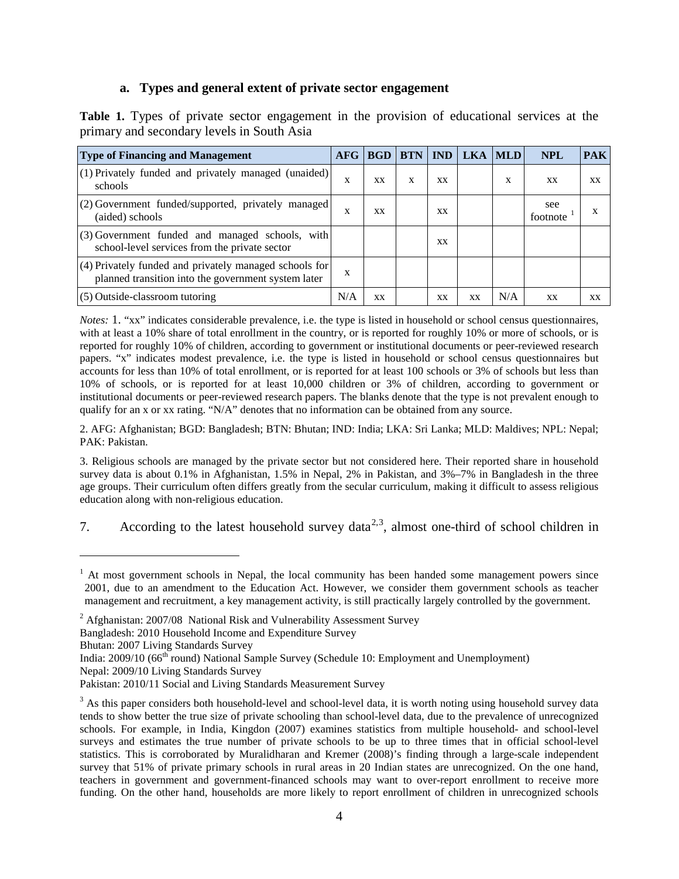### a. Types and general extent of private sector engagement

**Table 1.** Types of private sector engagement in the provision of educational services at the primary and secondary levels in South Asia

| Type of Financing and Management | AFG | BGD | BTN | IND | LKA | MLD | NPL | PAK |
|---|---|---|---|---|---|---|---|---|
| (1) Privately funded and privately managed (unaided) schools | x | xx | x | xx | | x | xx | xx |
| (2) Government funded/supported, privately managed (aided) schools | x | xx | | xx | | | see footnote [1] | x |
| (3) Government funded and managed schools, with school-level services from the private sector | | | | xx | | | | |
| (4) Privately funded and privately managed schools for planned transition into the government system later | x | | | | | | | |
| (5) Outside-classroom tutoring | N/A | xx | | xx | xx | N/A | xx | xx |

*Notes:* 1. "xx" indicates considerable prevalence, i.e. the type is listed in household or school census questionnaires, with at least a 10% share of total enrollment in the country, or is reported for roughly 10% or more of schools, or is reported for roughly 10% of children, according to government or institutional documents or peer-reviewed research papers. "x" indicates modest prevalence, i.e. the type is listed in household or school census questionnaires but accounts for less than 10% of total enrollment, or is reported for at least 100 schools or 3% of schools but less than 10% of schools, or is reported for at least 10,000 children or 3% of children, according to government or institutional documents or peer-reviewed research papers. The blanks denote that the type is not prevalent enough to qualify for an x or xx rating. "N/A" denotes that no information can be obtained from any source.

2. AFG: Afghanistan; BGD: Bangladesh; BTN: Bhutan; IND: India; LKA: Sri Lanka; MLD: Maldives; NPL: Nepal; PAK: Pakistan.

3. Religious schools are managed by the private sector but not considered here. Their reported share in household survey data is about 0.1% in Afghanistan, 1.5% in Nepal, 2% in Pakistan, and 3%–7% in Bangladesh in the three age groups. Their curriculum often differs greatly from the secular curriculum, making it difficult to assess religious education along with non-religious education.

7. According to the latest household survey data[2,3], almost one-third of school children in

---

[1] At most government schools in Nepal, the local community has been handed some management powers since 2001, due to an amendment to the Education Act. However, we consider them government schools as teacher management and recruitment, a key management activity, is still practically largely controlled by the government.

[2] Afghanistan: 2007/08 National Risk and Vulnerability Assessment Survey
Bangladesh: 2010 Household Income and Expenditure Survey
Bhutan: 2007 Living Standards Survey
India: 2009/10 (66th round) National Sample Survey (Schedule 10: Employment and Unemployment)
Nepal: 2009/10 Living Standards Survey
Pakistan: 2010/11 Social and Living Standards Measurement Survey

[3] As this paper considers both household-level and school-level data, it is worth noting using household survey data tends to show better the true size of private schooling than school-level data, due to the prevalence of unrecognized schools. For example, in India, Kingdon (2007) examines statistics from multiple household- and school-level surveys and estimates the true number of private schools to be up to three times that in official school-level statistics. This is corroborated by Muralidharan and Kremer (2008)'s finding through a large-scale independent survey that 51% of private primary schools in rural areas in 20 Indian states are unrecognized. On the one hand, teachers in government and government-financed schools may want to over-report enrollment to receive more funding. On the other hand, households are more likely to report enrollment of children in unrecognized schools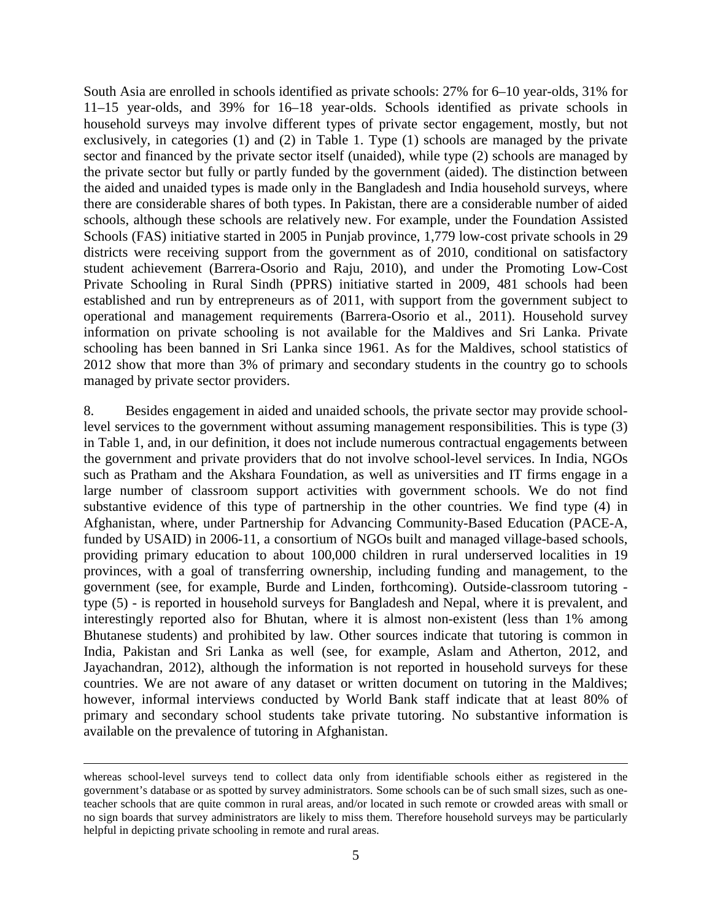South Asia are enrolled in schools identified as private schools: 27% for 6–10 year-olds, 31% for 11–15 year-olds, and 39% for 16–18 year-olds. Schools identified as private schools in household surveys may involve different types of private sector engagement, mostly, but not exclusively, in categories (1) and (2) in Table 1. Type (1) schools are managed by the private sector and financed by the private sector itself (unaided), while type (2) schools are managed by the private sector but fully or partly funded by the government (aided). The distinction between the aided and unaided types is made only in the Bangladesh and India household surveys, where there are considerable shares of both types. In Pakistan, there are a considerable number of aided schools, although these schools are relatively new. For example, under the Foundation Assisted Schools (FAS) initiative started in 2005 in Punjab province, 1,779 low-cost private schools in 29 districts were receiving support from the government as of 2010, conditional on satisfactory student achievement (Barrera-Osorio and Raju, 2010), and under the Promoting Low-Cost Private Schooling in Rural Sindh (PPRS) initiative started in 2009, 481 schools had been established and run by entrepreneurs as of 2011, with support from the government subject to operational and management requirements (Barrera-Osorio et al., 2011). Household survey information on private schooling is not available for the Maldives and Sri Lanka. Private schooling has been banned in Sri Lanka since 1961. As for the Maldives, school statistics of 2012 show that more than 3% of primary and secondary students in the country go to schools managed by private sector providers.

8. Besides engagement in aided and unaided schools, the private sector may provide school-level services to the government without assuming management responsibilities. This is type (3) in Table 1, and, in our definition, it does not include numerous contractual engagements between the government and private providers that do not involve school-level services. In India, NGOs such as Pratham and the Akshara Foundation, as well as universities and IT firms engage in a large number of classroom support activities with government schools. We do not find substantive evidence of this type of partnership in the other countries. We find type (4) in Afghanistan, where, under Partnership for Advancing Community-Based Education (PACE-A, funded by USAID) in 2006-11, a consortium of NGOs built and managed village-based schools, providing primary education to about 100,000 children in rural underserved localities in 19 provinces, with a goal of transferring ownership, including funding and management, to the government (see, for example, Burde and Linden, forthcoming). Outside-classroom tutoring - type (5) - is reported in household surveys for Bangladesh and Nepal, where it is prevalent, and interestingly reported also for Bhutan, where it is almost non-existent (less than 1% among Bhutanese students) and prohibited by law. Other sources indicate that tutoring is common in India, Pakistan and Sri Lanka as well (see, for example, Aslam and Atherton, 2012, and Jayachandran, 2012), although the information is not reported in household surveys for these countries. We are not aware of any dataset or written document on tutoring in the Maldives; however, informal interviews conducted by World Bank staff indicate that at least 80% of primary and secondary school students take private tutoring. No substantive information is available on the prevalence of tutoring in Afghanistan.

---

whereas school-level surveys tend to collect data only from identifiable schools either as registered in the government's database or as spotted by survey administrators. Some schools can be of such small sizes, such as one-teacher schools that are quite common in rural areas, and/or located in such remote or crowded areas with small or no sign boards that survey administrators are likely to miss them. Therefore household surveys may be particularly helpful in depicting private schooling in remote and rural areas.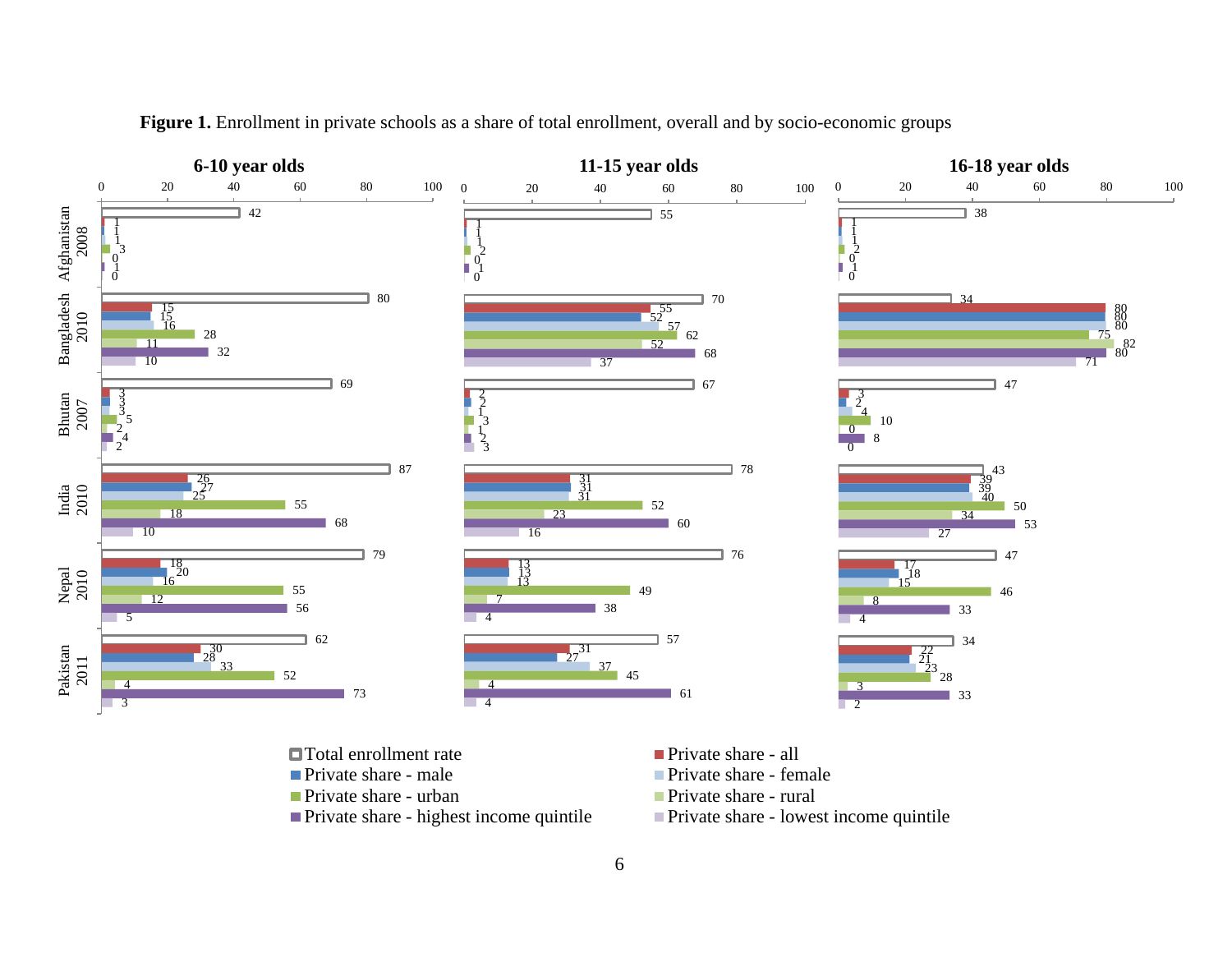**Figure 1.** Enrollment in private schools as a share of total enrollment, overall and by socio-economic groups

| Country/Year | Indicator | 6-10 year olds | 11-15 year olds | 16-18 year olds |
|---|---|---|---|---|
| Afghanistan 2008 | Total enrollment rate | 42 | 55 | 38 |
| | Private share - all | 1 | 1 | 1 |
| | Private share - male | 1 | 1 | 1 |
| | Private share - female | 1 | 1 | 1 |
| | Private share - urban | 3 | 2 | 2 |
| | Private share - rural | 0 | 0 | 0 |
| | Private share - highest income quintile | 1 | 1 | 1 |
| | Private share - lowest income quintile | 0 | 0 | 0 |
| Bangladesh 2010 | Total enrollment rate | 80 | 70 | 34 |
| | Private share - all | 15 | 55 | 80 |
| | Private share - male | 15 | 52 | 80 |
| | Private share - female | 16 | 57 | 80 |
| | Private share - urban | 28 | 62 | 75 |
| | Private share - rural | 11 | 52 | 82 |
| | Private share - highest income quintile | 32 | 68 | 80 |
| | Private share - lowest income quintile | 10 | 37 | 71 |
| Bhutan 2007 | Total enrollment rate | 69 | 67 | 47 |
| | Private share - all | 3 | 2 | 3 |
| | Private share - male | 3 | 2 | 2 |
| | Private share - female | 3 | 1 | 4 |
| | Private share - urban | 5 | 3 | 10 |
| | Private share - rural | 2 | 1 | 0 |
| | Private share - highest income quintile | 4 | 2 | 8 |
| | Private share - lowest income quintile | 2 | 3 | 0 |
| India 2010 | Total enrollment rate | 87 | 78 | 43 |
| | Private share - all | 26 | 31 | 39 |
| | Private share - male | 27 | 31 | 39 |
| | Private share - female | 25 | 31 | 40 |
| | Private share - urban | 55 | 52 | 50 |
| | Private share - rural | 18 | 23 | 34 |
| | Private share - highest income quintile | 68 | 60 | 53 |
| | Private share - lowest income quintile | 10 | 16 | 27 |
| Nepal 2010 | Total enrollment rate | 79 | 76 | 47 |
| | Private share - all | 18 | 13 | 17 |
| | Private share - male | 20 | 13 | 18 |
| | Private share - female | 16 | 13 | 15 |
| | Private share - urban | 55 | 49 | 46 |
| | Private share - rural | 12 | 7 | 8 |
| | Private share - highest income quintile | 56 | 38 | 33 |
| | Private share - lowest income quintile | 5 | 4 | 4 |
| Pakistan 2011 | Total enrollment rate | 62 | 57 | 34 |
| | Private share - all | 30 | 31 | 22 |
| | Private share - male | 28 | 27 | 21 |
| | Private share - female | 33 | 37 | 23 |
| | Private share - urban | 52 | 45 | 28 |
| | Private share - rural | 4 | 4 | 3 |
| | Private share - highest income quintile | 73 | 61 | 33 |
| | Private share - lowest income quintile | 3 | 4 | 2 |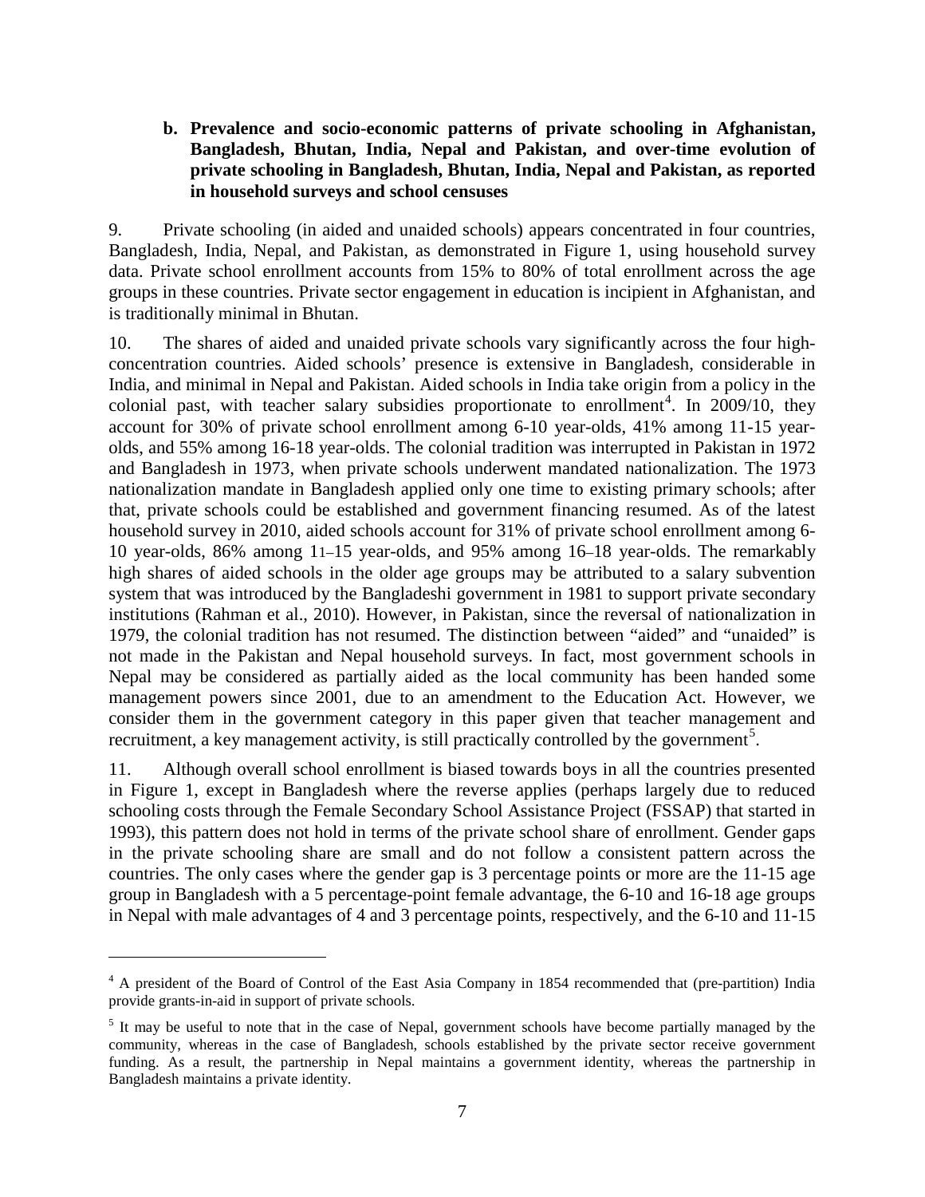**b. Prevalence and socio-economic patterns of private schooling in Afghanistan, Bangladesh, Bhutan, India, Nepal and Pakistan, and over-time evolution of private schooling in Bangladesh, Bhutan, India, Nepal and Pakistan, as reported in household surveys and school censuses**

9. Private schooling (in aided and unaided schools) appears concentrated in four countries, Bangladesh, India, Nepal, and Pakistan, as demonstrated in Figure 1, using household survey data. Private school enrollment accounts from 15% to 80% of total enrollment across the age groups in these countries. Private sector engagement in education is incipient in Afghanistan, and is traditionally minimal in Bhutan.

10. The shares of aided and unaided private schools vary significantly across the four high-concentration countries. Aided schools' presence is extensive in Bangladesh, considerable in India, and minimal in Nepal and Pakistan. Aided schools in India take origin from a policy in the colonial past, with teacher salary subsidies proportionate to enrollment[4]. In 2009/10, they account for 30% of private school enrollment among 6-10 year-olds, 41% among 11-15 year-olds, and 55% among 16-18 year-olds. The colonial tradition was interrupted in Pakistan in 1972 and Bangladesh in 1973, when private schools underwent mandated nationalization. The 1973 nationalization mandate in Bangladesh applied only one time to existing primary schools; after that, private schools could be established and government financing resumed. As of the latest household survey in 2010, aided schools account for 31% of private school enrollment among 6-10 year-olds, 86% among 11–15 year-olds, and 95% among 16–18 year-olds. The remarkably high shares of aided schools in the older age groups may be attributed to a salary subvention system that was introduced by the Bangladeshi government in 1981 to support private secondary institutions (Rahman et al., 2010). However, in Pakistan, since the reversal of nationalization in 1979, the colonial tradition has not resumed. The distinction between "aided" and "unaided" is not made in the Pakistan and Nepal household surveys. In fact, most government schools in Nepal may be considered as partially aided as the local community has been handed some management powers since 2001, due to an amendment to the Education Act. However, we consider them in the government category in this paper given that teacher management and recruitment, a key management activity, is still practically controlled by the government[5].

11. Although overall school enrollment is biased towards boys in all the countries presented in Figure 1, except in Bangladesh where the reverse applies (perhaps largely due to reduced schooling costs through the Female Secondary School Assistance Project (FSSAP) that started in 1993), this pattern does not hold in terms of the private school share of enrollment. Gender gaps in the private schooling share are small and do not follow a consistent pattern across the countries. The only cases where the gender gap is 3 percentage points or more are the 11-15 age group in Bangladesh with a 5 percentage-point female advantage, the 6-10 and 16-18 age groups in Nepal with male advantages of 4 and 3 percentage points, respectively, and the 6-10 and 11-15

---

[4] A president of the Board of Control of the East Asia Company in 1854 recommended that (pre-partition) India provide grants-in-aid in support of private schools.

[5] It may be useful to note that in the case of Nepal, government schools have become partially managed by the community, whereas in the case of Bangladesh, schools established by the private sector receive government funding. As a result, the partnership in Nepal maintains a government identity, whereas the partnership in Bangladesh maintains a private identity.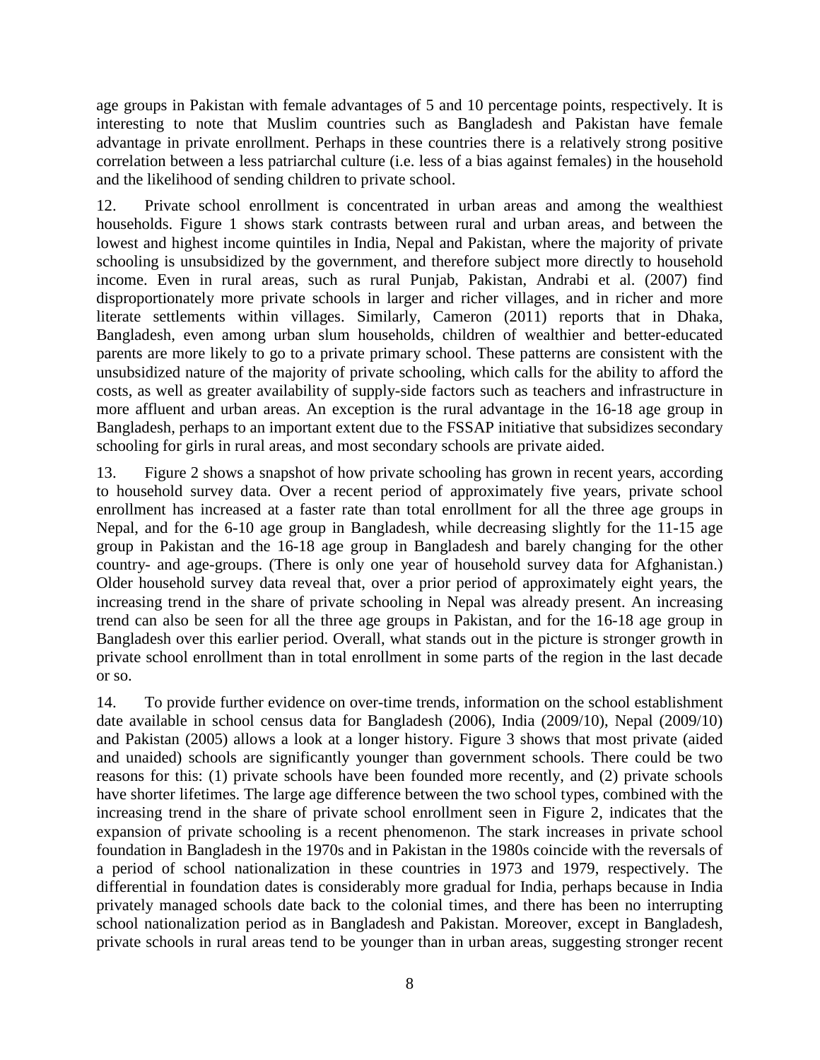age groups in Pakistan with female advantages of 5 and 10 percentage points, respectively. It is interesting to note that Muslim countries such as Bangladesh and Pakistan have female advantage in private enrollment. Perhaps in these countries there is a relatively strong positive correlation between a less patriarchal culture (i.e. less of a bias against females) in the household and the likelihood of sending children to private school.

12. Private school enrollment is concentrated in urban areas and among the wealthiest households. Figure 1 shows stark contrasts between rural and urban areas, and between the lowest and highest income quintiles in India, Nepal and Pakistan, where the majority of private schooling is unsubsidized by the government, and therefore subject more directly to household income. Even in rural areas, such as rural Punjab, Pakistan, Andrabi et al. (2007) find disproportionately more private schools in larger and richer villages, and in richer and more literate settlements within villages. Similarly, Cameron (2011) reports that in Dhaka, Bangladesh, even among urban slum households, children of wealthier and better-educated parents are more likely to go to a private primary school. These patterns are consistent with the unsubsidized nature of the majority of private schooling, which calls for the ability to afford the costs, as well as greater availability of supply-side factors such as teachers and infrastructure in more affluent and urban areas. An exception is the rural advantage in the 16-18 age group in Bangladesh, perhaps to an important extent due to the FSSAP initiative that subsidizes secondary schooling for girls in rural areas, and most secondary schools are private aided.

13. Figure 2 shows a snapshot of how private schooling has grown in recent years, according to household survey data. Over a recent period of approximately five years, private school enrollment has increased at a faster rate than total enrollment for all the three age groups in Nepal, and for the 6-10 age group in Bangladesh, while decreasing slightly for the 11-15 age group in Pakistan and the 16-18 age group in Bangladesh and barely changing for the other country- and age-groups. (There is only one year of household survey data for Afghanistan.) Older household survey data reveal that, over a prior period of approximately eight years, the increasing trend in the share of private schooling in Nepal was already present. An increasing trend can also be seen for all the three age groups in Pakistan, and for the 16-18 age group in Bangladesh over this earlier period. Overall, what stands out in the picture is stronger growth in private school enrollment than in total enrollment in some parts of the region in the last decade or so.

14. To provide further evidence on over-time trends, information on the school establishment date available in school census data for Bangladesh (2006), India (2009/10), Nepal (2009/10) and Pakistan (2005) allows a look at a longer history. Figure 3 shows that most private (aided and unaided) schools are significantly younger than government schools. There could be two reasons for this: (1) private schools have been founded more recently, and (2) private schools have shorter lifetimes. The large age difference between the two school types, combined with the increasing trend in the share of private school enrollment seen in Figure 2, indicates that the expansion of private schooling is a recent phenomenon. The stark increases in private school foundation in Bangladesh in the 1970s and in Pakistan in the 1980s coincide with the reversals of a period of school nationalization in these countries in 1973 and 1979, respectively. The differential in foundation dates is considerably more gradual for India, perhaps because in India privately managed schools date back to the colonial times, and there has been no interrupting school nationalization period as in Bangladesh and Pakistan. Moreover, except in Bangladesh, private schools in rural areas tend to be younger than in urban areas, suggesting stronger recent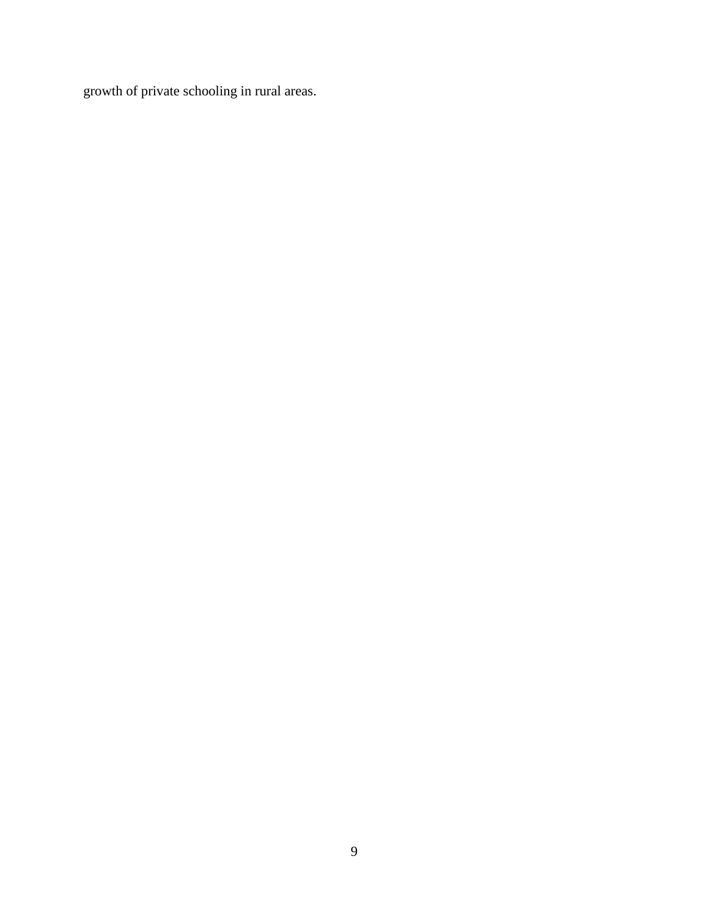growth of private schooling in rural areas.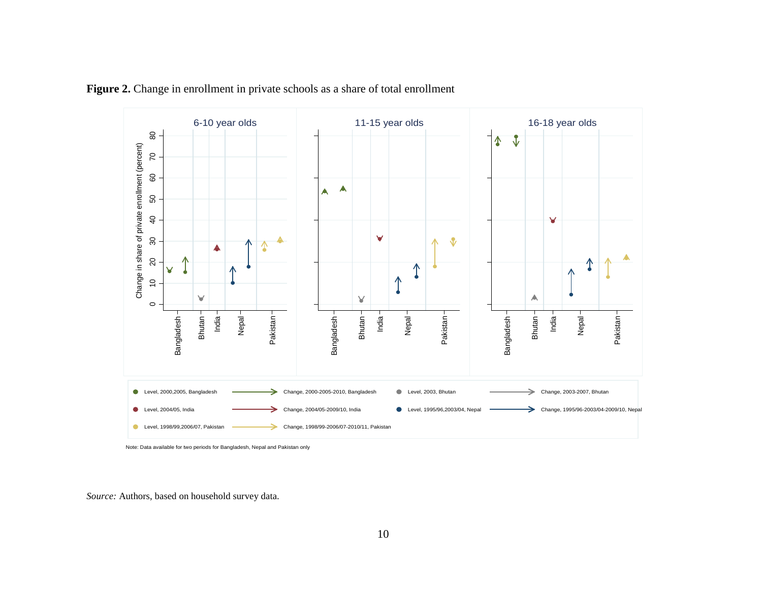**Figure 2.** Change in enrollment in private schools as a share of total enrollment

6-10 year olds | 11-15 year olds | 16-18 year olds

Change in share of private enrollment (percent)

Bangladesh, Bhutan, India, Nepal, Pakistan

Level, 2000,2005, Bangladesh — Change, 2000-2005-2010, Bangladesh — Level, 2003, Bhutan — Change, 2003-2007, Bhutan

Level, 2004/05, India — Change, 2004/05-2009/10, India — Level, 1995/96,2003/04, Nepal — Change, 1995/96-2003/04-2009/10, Nepal

Level, 1998/99,2006/07, Pakistan — Change, 1998/99-2006/07-2010/11, Pakistan

Note: Data available for two periods for Bangladesh, Nepal and Pakistan only

*Source:* Authors, based on household survey data.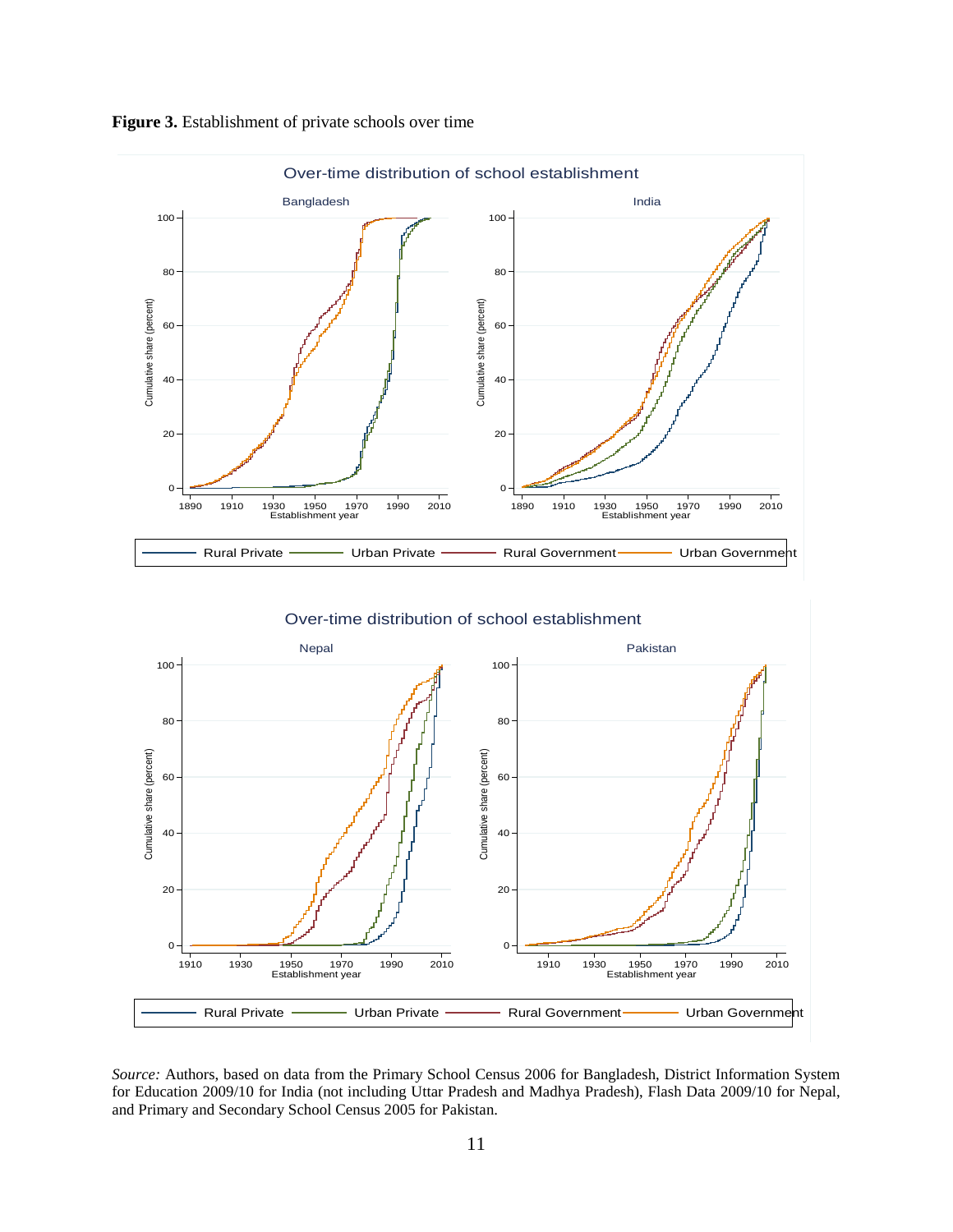**Figure 3.** Establishment of private schools over time

*Source:* Authors, based on data from the Primary School Census 2006 for Bangladesh, District Information System for Education 2009/10 for India (not including Uttar Pradesh and Madhya Pradesh), Flash Data 2009/10 for Nepal, and Primary and Secondary School Census 2005 for Pakistan.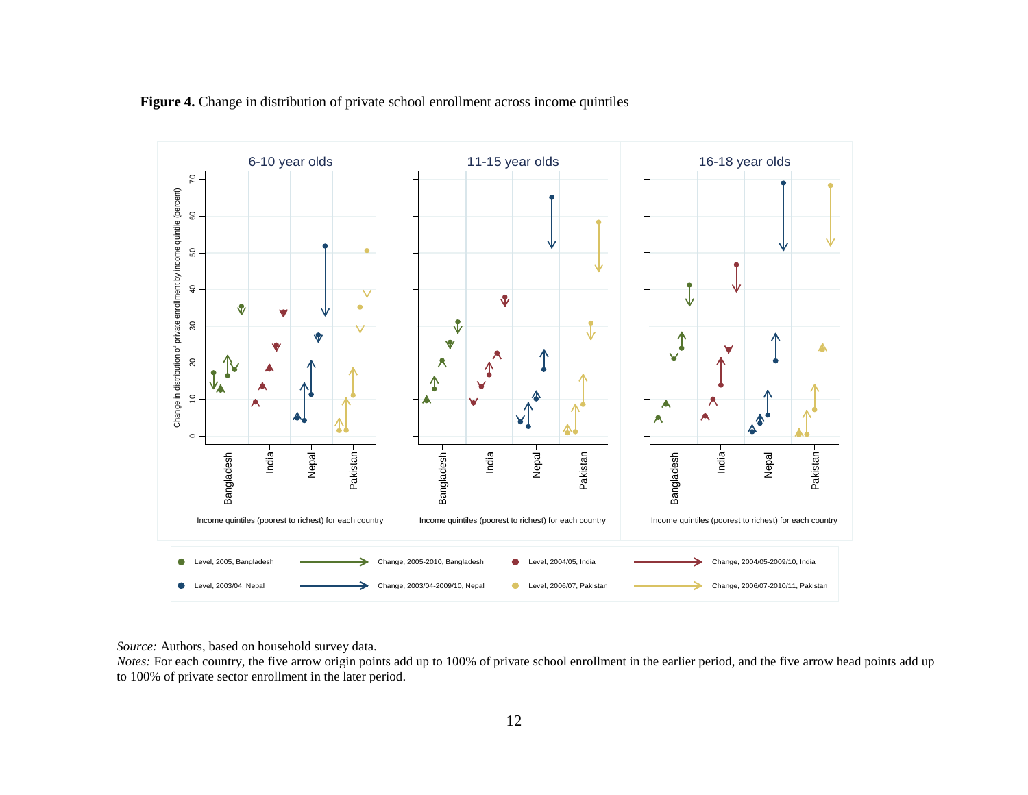**Figure 4.** Change in distribution of private school enrollment across income quintiles

*Source:* Authors, based on household survey data.

*Notes:* For each country, the five arrow origin points add up to 100% of private school enrollment in the earlier period, and the five arrow head points add up to 100% of private sector enrollment in the later period.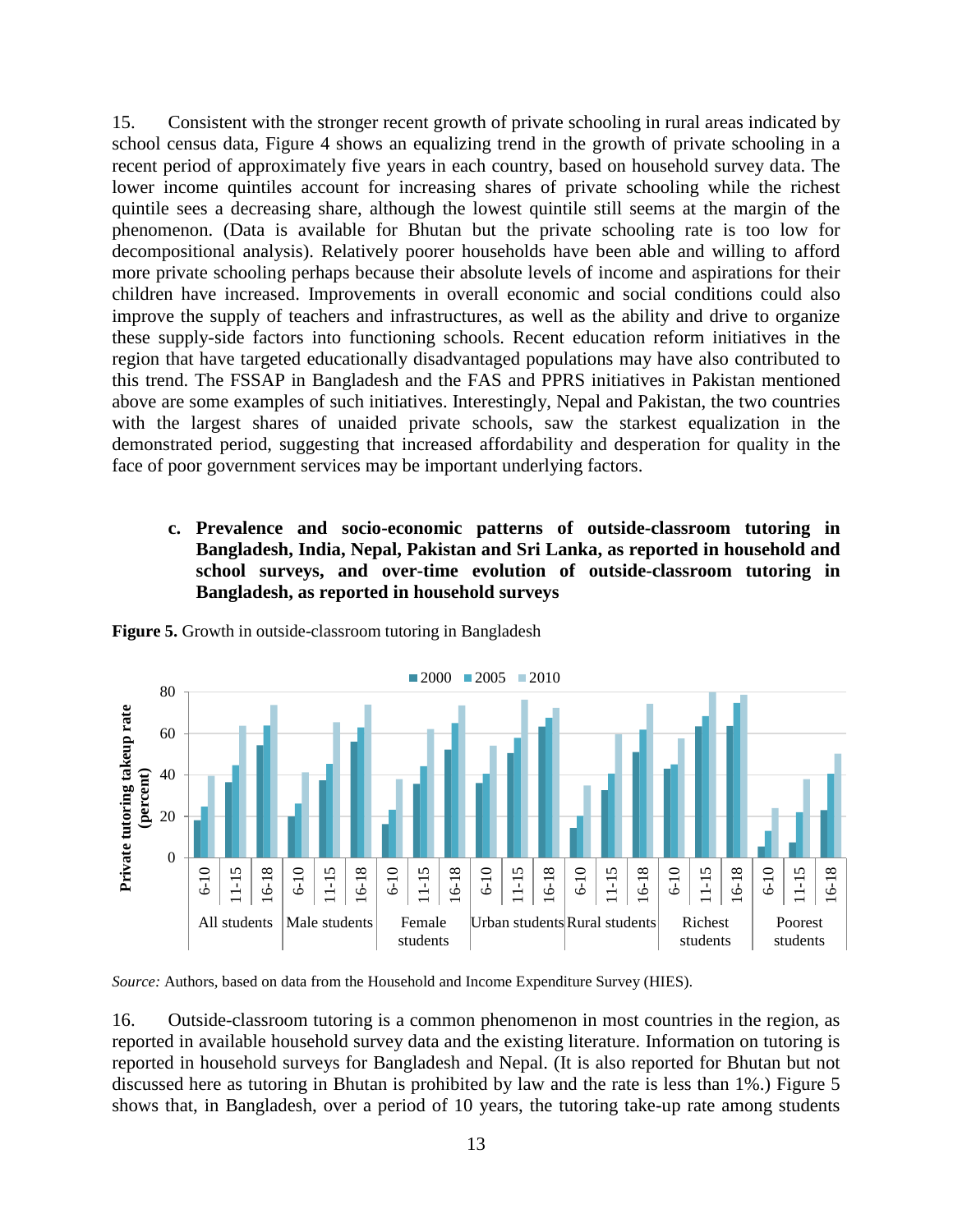15. Consistent with the stronger recent growth of private schooling in rural areas indicated by school census data, Figure 4 shows an equalizing trend in the growth of private schooling in a recent period of approximately five years in each country, based on household survey data. The lower income quintiles account for increasing shares of private schooling while the richest quintile sees a decreasing share, although the lowest quintile still seems at the margin of the phenomenon. (Data is available for Bhutan but the private schooling rate is too low for decompositional analysis). Relatively poorer households have been able and willing to afford more private schooling perhaps because their absolute levels of income and aspirations for their children have increased. Improvements in overall economic and social conditions could also improve the supply of teachers and infrastructures, as well as the ability and drive to organize these supply-side factors into functioning schools. Recent education reform initiatives in the region that have targeted educationally disadvantaged populations may have also contributed to this trend. The FSSAP in Bangladesh and the FAS and PPRS initiatives in Pakistan mentioned above are some examples of such initiatives. Interestingly, Nepal and Pakistan, the two countries with the largest shares of unaided private schools, saw the starkest equalization in the demonstrated period, suggesting that increased affordability and desperation for quality in the face of poor government services may be important underlying factors.

**c. Prevalence and socio-economic patterns of outside-classroom tutoring in Bangladesh, India, Nepal, Pakistan and Sri Lanka, as reported in household and school surveys, and over-time evolution of outside-classroom tutoring in Bangladesh, as reported in household surveys**

**Figure 5.** Growth in outside-classroom tutoring in Bangladesh

*Source:* Authors, based on data from the Household and Income Expenditure Survey (HIES).

16. Outside-classroom tutoring is a common phenomenon in most countries in the region, as reported in available household survey data and the existing literature. Information on tutoring is reported in household surveys for Bangladesh and Nepal. (It is also reported for Bhutan but not discussed here as tutoring in Bhutan is prohibited by law and the rate is less than 1%.) Figure 5 shows that, in Bangladesh, over a period of 10 years, the tutoring take-up rate among students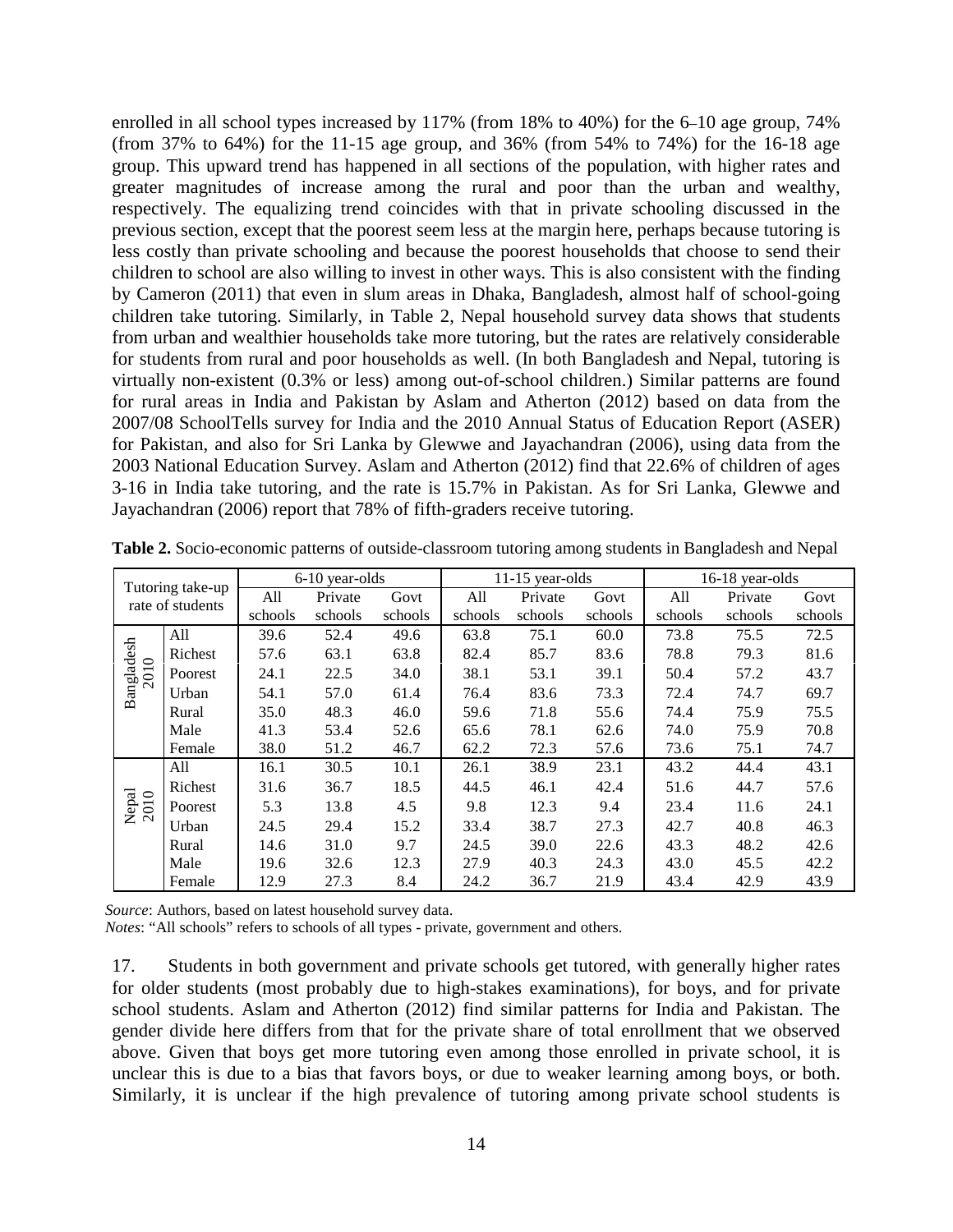enrolled in all school types increased by 117% (from 18% to 40%) for the 6–10 age group, 74% (from 37% to 64%) for the 11-15 age group, and 36% (from 54% to 74%) for the 16-18 age group. This upward trend has happened in all sections of the population, with higher rates and greater magnitudes of increase among the rural and poor than the urban and wealthy, respectively. The equalizing trend coincides with that in private schooling discussed in the previous section, except that the poorest seem less at the margin here, perhaps because tutoring is less costly than private schooling and because the poorest households that choose to send their children to school are also willing to invest in other ways. This is also consistent with the finding by Cameron (2011) that even in slum areas in Dhaka, Bangladesh, almost half of school-going children take tutoring. Similarly, in Table 2, Nepal household survey data shows that students from urban and wealthier households take more tutoring, but the rates are relatively considerable for students from rural and poor households as well. (In both Bangladesh and Nepal, tutoring is virtually non-existent (0.3% or less) among out-of-school children.) Similar patterns are found for rural areas in India and Pakistan by Aslam and Atherton (2012) based on data from the 2007/08 SchoolTells survey for India and the 2010 Annual Status of Education Report (ASER) for Pakistan, and also for Sri Lanka by Glewwe and Jayachandran (2006), using data from the 2003 National Education Survey. Aslam and Atherton (2012) find that 22.6% of children of ages 3-16 in India take tutoring, and the rate is 15.7% in Pakistan. As for Sri Lanka, Glewwe and Jayachandran (2006) report that 78% of fifth-graders receive tutoring.

**Table 2.** Socio-economic patterns of outside-classroom tutoring among students in Bangladesh and Nepal

| Tutoring take-up rate of students | | 6-10 year-olds | | | 11-15 year-olds | | | 16-18 year-olds | | |
|---|---|---|---|---|---|---|---|---|---|---|
| | | All schools | Private schools | Govt schools | All schools | Private schools | Govt schools | All schools | Private schools | Govt schools |
| Bangladesh 2010 | All | 39.6 | 52.4 | 49.6 | 63.8 | 75.1 | 60.0 | 73.8 | 75.5 | 72.5 |
| | Richest | 57.6 | 63.1 | 63.8 | 82.4 | 85.7 | 83.6 | 78.8 | 79.3 | 81.6 |
| | Poorest | 24.1 | 22.5 | 34.0 | 38.1 | 53.1 | 39.1 | 50.4 | 57.2 | 43.7 |
| | Urban | 54.1 | 57.0 | 61.4 | 76.4 | 83.6 | 73.3 | 72.4 | 74.7 | 69.7 |
| | Rural | 35.0 | 48.3 | 46.0 | 59.6 | 71.8 | 55.6 | 74.4 | 75.9 | 75.5 |
| | Male | 41.3 | 53.4 | 52.6 | 65.6 | 78.1 | 62.6 | 74.0 | 75.9 | 70.8 |
| | Female | 38.0 | 51.2 | 46.7 | 62.2 | 72.3 | 57.6 | 73.6 | 75.1 | 74.7 |
| Nepal 2010 | All | 16.1 | 30.5 | 10.1 | 26.1 | 38.9 | 23.1 | 43.2 | 44.4 | 43.1 |
| | Richest | 31.6 | 36.7 | 18.5 | 44.5 | 46.1 | 42.4 | 51.6 | 44.7 | 57.6 |
| | Poorest | 5.3 | 13.8 | 4.5 | 9.8 | 12.3 | 9.4 | 23.4 | 11.6 | 24.1 |
| | Urban | 24.5 | 29.4 | 15.2 | 33.4 | 38.7 | 27.3 | 42.7 | 40.8 | 46.3 |
| | Rural | 14.6 | 31.0 | 9.7 | 24.5 | 39.0 | 22.6 | 43.3 | 48.2 | 42.6 |
| | Male | 19.6 | 32.6 | 12.3 | 27.9 | 40.3 | 24.3 | 43.0 | 45.5 | 42.2 |
| | Female | 12.9 | 27.3 | 8.4 | 24.2 | 36.7 | 21.9 | 43.4 | 42.9 | 43.9 |

*Source*: Authors, based on latest household survey data.
*Notes*: "All schools" refers to schools of all types - private, government and others.

17. Students in both government and private schools get tutored, with generally higher rates for older students (most probably due to high-stakes examinations), for boys, and for private school students. Aslam and Atherton (2012) find similar patterns for India and Pakistan. The gender divide here differs from that for the private share of total enrollment that we observed above. Given that boys get more tutoring even among those enrolled in private school, it is unclear this is due to a bias that favors boys, or due to weaker learning among boys, or both. Similarly, it is unclear if the high prevalence of tutoring among private school students is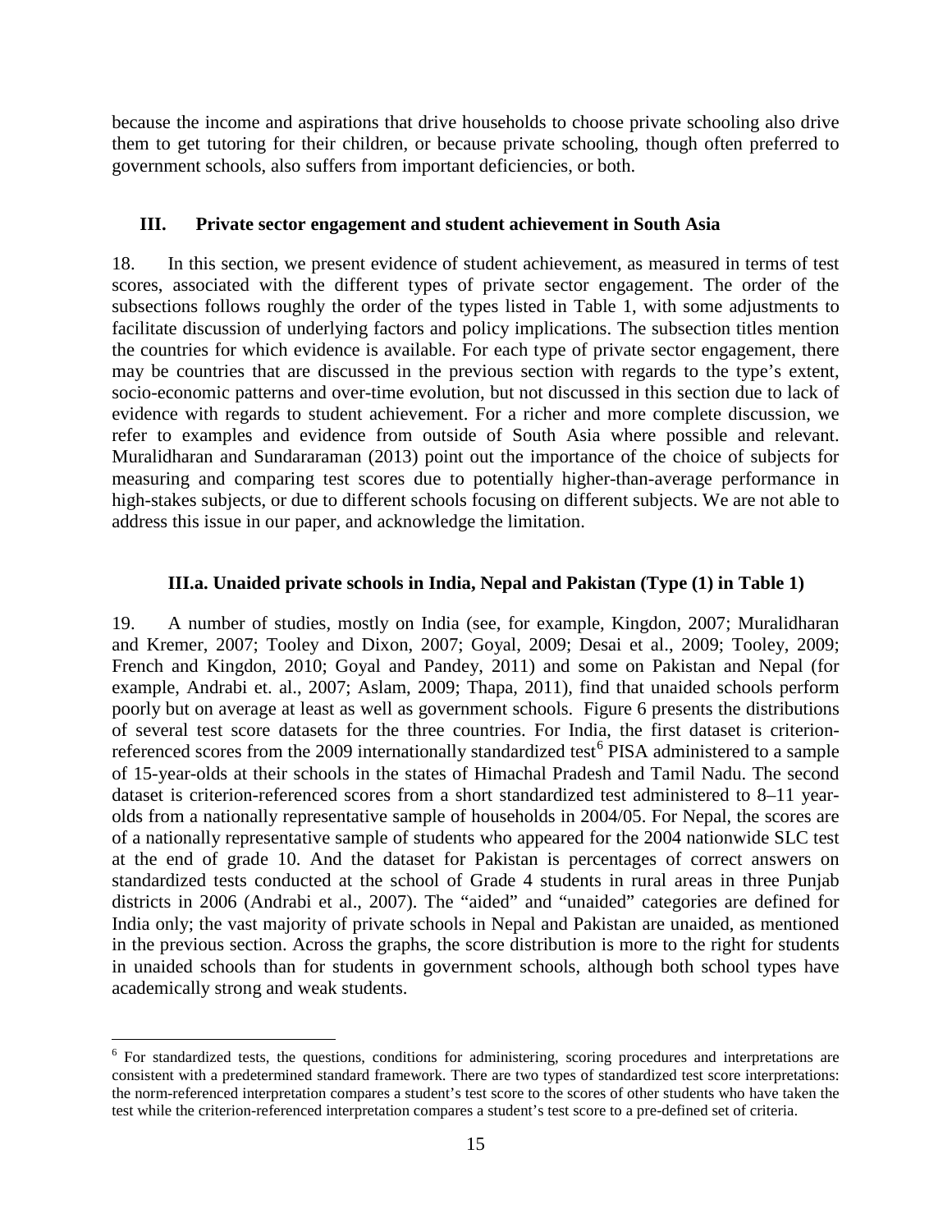because the income and aspirations that drive households to choose private schooling also drive them to get tutoring for their children, or because private schooling, though often preferred to government schools, also suffers from important deficiencies, or both.

## III. Private sector engagement and student achievement in South Asia

18. In this section, we present evidence of student achievement, as measured in terms of test scores, associated with the different types of private sector engagement. The order of the subsections follows roughly the order of the types listed in Table 1, with some adjustments to facilitate discussion of underlying factors and policy implications. The subsection titles mention the countries for which evidence is available. For each type of private sector engagement, there may be countries that are discussed in the previous section with regards to the type's extent, socio-economic patterns and over-time evolution, but not discussed in this section due to lack of evidence with regards to student achievement. For a richer and more complete discussion, we refer to examples and evidence from outside of South Asia where possible and relevant. Muralidharan and Sundararaman (2013) point out the importance of the choice of subjects for measuring and comparing test scores due to potentially higher-than-average performance in high-stakes subjects, or due to different schools focusing on different subjects. We are not able to address this issue in our paper, and acknowledge the limitation.

### III.a. Unaided private schools in India, Nepal and Pakistan (Type (1) in Table 1)

19. A number of studies, mostly on India (see, for example, Kingdon, 2007; Muralidharan and Kremer, 2007; Tooley and Dixon, 2007; Goyal, 2009; Desai et al., 2009; Tooley, 2009; French and Kingdon, 2010; Goyal and Pandey, 2011) and some on Pakistan and Nepal (for example, Andrabi et. al., 2007; Aslam, 2009; Thapa, 2011), find that unaided schools perform poorly but on average at least as well as government schools. Figure 6 presents the distributions of several test score datasets for the three countries. For India, the first dataset is criterion-referenced scores from the 2009 internationally standardized test[6] PISA administered to a sample of 15-year-olds at their schools in the states of Himachal Pradesh and Tamil Nadu. The second dataset is criterion-referenced scores from a short standardized test administered to 8–11 year-olds from a nationally representative sample of households in 2004/05. For Nepal, the scores are of a nationally representative sample of students who appeared for the 2004 nationwide SLC test at the end of grade 10. And the dataset for Pakistan is percentages of correct answers on standardized tests conducted at the school of Grade 4 students in rural areas in three Punjab districts in 2006 (Andrabi et al., 2007). The "aided" and "unaided" categories are defined for India only; the vast majority of private schools in Nepal and Pakistan are unaided, as mentioned in the previous section. Across the graphs, the score distribution is more to the right for students in unaided schools than for students in government schools, although both school types have academically strong and weak students.

[6] For standardized tests, the questions, conditions for administering, scoring procedures and interpretations are consistent with a predetermined standard framework. There are two types of standardized test score interpretations: the norm-referenced interpretation compares a student's test score to the scores of other students who have taken the test while the criterion-referenced interpretation compares a student's test score to a pre-defined set of criteria.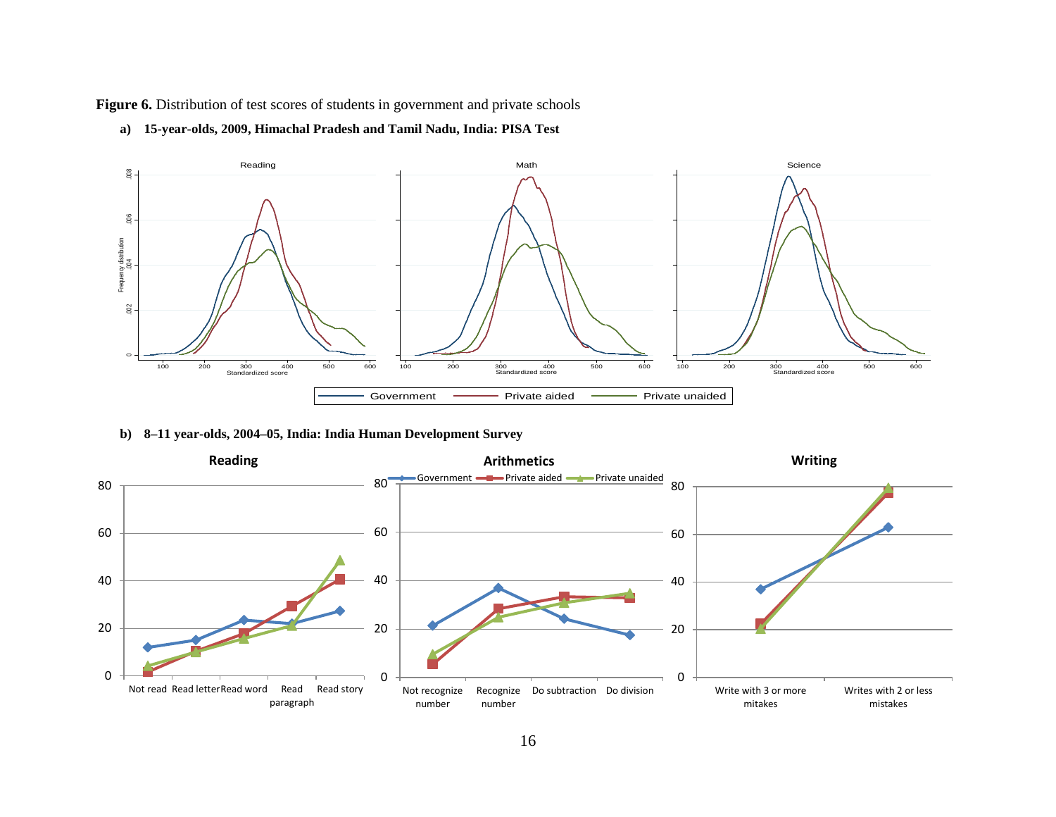**Figure 6.** Distribution of test scores of students in government and private schools

**a) 15-year-olds, 2009, Himachal Pradesh and Tamil Nadu, India: PISA Test**

**b) 8–11 year-olds, 2004–05, India: India Human Development Survey**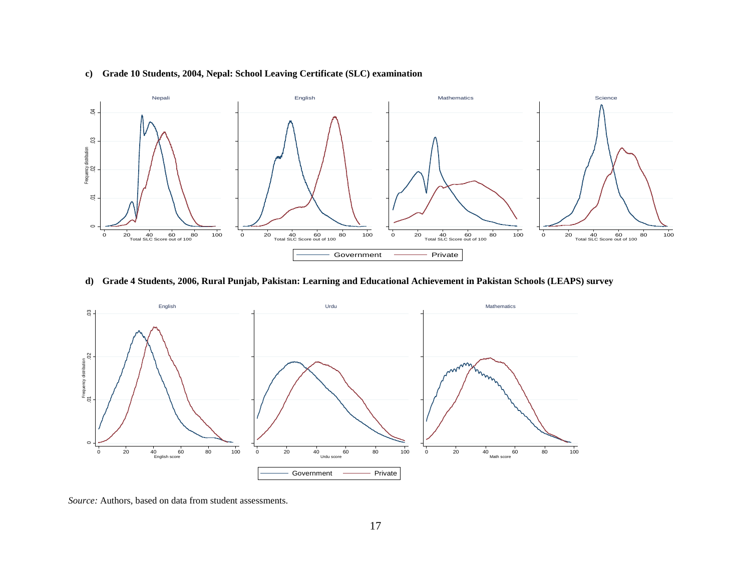**c) Grade 10 Students, 2004, Nepal: School Leaving Certificate (SLC) examination**

**d) Grade 4 Students, 2006, Rural Punjab, Pakistan: Learning and Educational Achievement in Pakistan Schools (LEAPS) survey**

*Source:* Authors, based on data from student assessments.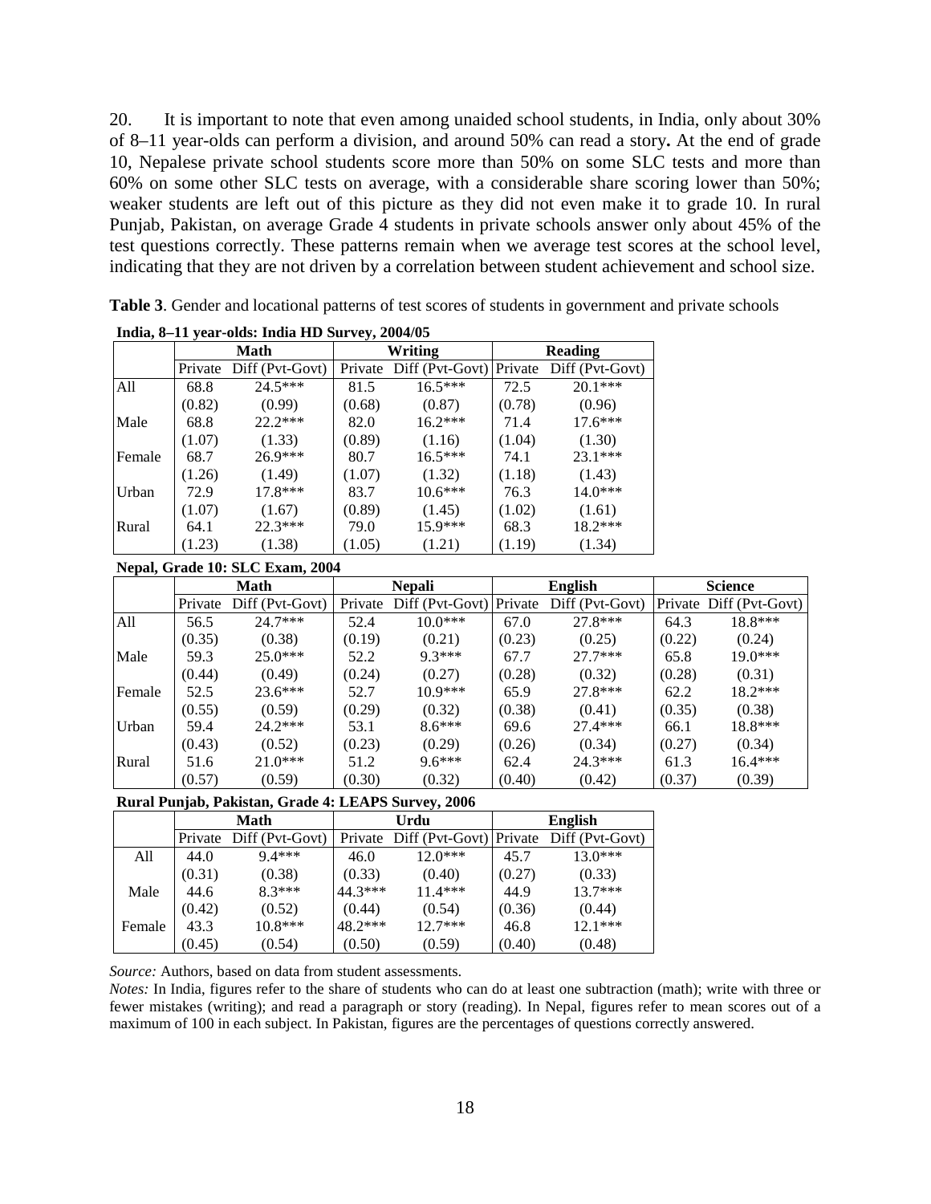20. It is important to note that even among unaided school students, in India, only about 30% of 8–11 year-olds can perform a division, and around 50% can read a story**.** At the end of grade 10, Nepalese private school students score more than 50% on some SLC tests and more than 60% on some other SLC tests on average, with a considerable share scoring lower than 50%; weaker students are left out of this picture as they did not even make it to grade 10. In rural Punjab, Pakistan, on average Grade 4 students in private schools answer only about 45% of the test questions correctly. These patterns remain when we average test scores at the school level, indicating that they are not driven by a correlation between student achievement and school size.

**Table 3**. Gender and locational patterns of test scores of students in government and private schools

**India, 8–11 year-olds: India HD Survey, 2004/05**

| | Math | | Writing | | Reading | |
|---|---|---|---|---|---|---|
| | Private | Diff (Pvt-Govt) | Private | Diff (Pvt-Govt) | Private | Diff (Pvt-Govt) |
| All | 68.8 | 24.5*** | 81.5 | 16.5*** | 72.5 | 20.1*** |
| | (0.82) | (0.99) | (0.68) | (0.87) | (0.78) | (0.96) |
| Male | 68.8 | 22.2*** | 82.0 | 16.2*** | 71.4 | 17.6*** |
| | (1.07) | (1.33) | (0.89) | (1.16) | (1.04) | (1.30) |
| Female | 68.7 | 26.9*** | 80.7 | 16.5*** | 74.1 | 23.1*** |
| | (1.26) | (1.49) | (1.07) | (1.32) | (1.18) | (1.43) |
| Urban | 72.9 | 17.8*** | 83.7 | 10.6*** | 76.3 | 14.0*** |
| | (1.07) | (1.67) | (0.89) | (1.45) | (1.02) | (1.61) |
| Rural | 64.1 | 22.3*** | 79.0 | 15.9*** | 68.3 | 18.2*** |
| | (1.23) | (1.38) | (1.05) | (1.21) | (1.19) | (1.34) |

**Nepal, Grade 10: SLC Exam, 2004**

| | Math | | Nepali | | English | | Science | |
|---|---|---|---|---|---|---|---|---|
| | Private | Diff (Pvt-Govt) | Private | Diff (Pvt-Govt) | Private | Diff (Pvt-Govt) | Private | Diff (Pvt-Govt) |
| All | 56.5 | 24.7*** | 52.4 | 10.0*** | 67.0 | 27.8*** | 64.3 | 18.8*** |
| | (0.35) | (0.38) | (0.19) | (0.21) | (0.23) | (0.25) | (0.22) | (0.24) |
| Male | 59.3 | 25.0*** | 52.2 | 9.3*** | 67.7 | 27.7*** | 65.8 | 19.0*** |
| | (0.44) | (0.49) | (0.24) | (0.27) | (0.28) | (0.32) | (0.28) | (0.31) |
| Female | 52.5 | 23.6*** | 52.7 | 10.9*** | 65.9 | 27.8*** | 62.2 | 18.2*** |
| | (0.55) | (0.59) | (0.29) | (0.32) | (0.38) | (0.41) | (0.35) | (0.38) |
| Urban | 59.4 | 24.2*** | 53.1 | 8.6*** | 69.6 | 27.4*** | 66.1 | 18.8*** |
| | (0.43) | (0.52) | (0.23) | (0.29) | (0.26) | (0.34) | (0.27) | (0.34) |
| Rural | 51.6 | 21.0*** | 51.2 | 9.6*** | 62.4 | 24.3*** | 61.3 | 16.4*** |
| | (0.57) | (0.59) | (0.30) | (0.32) | (0.40) | (0.42) | (0.37) | (0.39) |

**Rural Punjab, Pakistan, Grade 4: LEAPS Survey, 2006**

| | Math | | Urdu | | English | |
|---|---|---|---|---|---|---|
| | Private | Diff (Pvt-Govt) | Private | Diff (Pvt-Govt) | Private | Diff (Pvt-Govt) |
| All | 44.0 | 9.4*** | 46.0 | 12.0*** | 45.7 | 13.0*** |
| | (0.31) | (0.38) | (0.33) | (0.40) | (0.27) | (0.33) |
| Male | 44.6 | 8.3*** | 44.3*** | 11.4*** | 44.9 | 13.7*** |
| | (0.42) | (0.52) | (0.44) | (0.54) | (0.36) | (0.44) |
| Female | 43.3 | 10.8*** | 48.2*** | 12.7*** | 46.8 | 12.1*** |
| | (0.45) | (0.54) | (0.50) | (0.59) | (0.40) | (0.48) |

*Source:* Authors, based on data from student assessments.

*Notes:* In India, figures refer to the share of students who can do at least one subtraction (math); write with three or fewer mistakes (writing); and read a paragraph or story (reading). In Nepal, figures refer to mean scores out of a maximum of 100 in each subject. In Pakistan, figures are the percentages of questions correctly answered.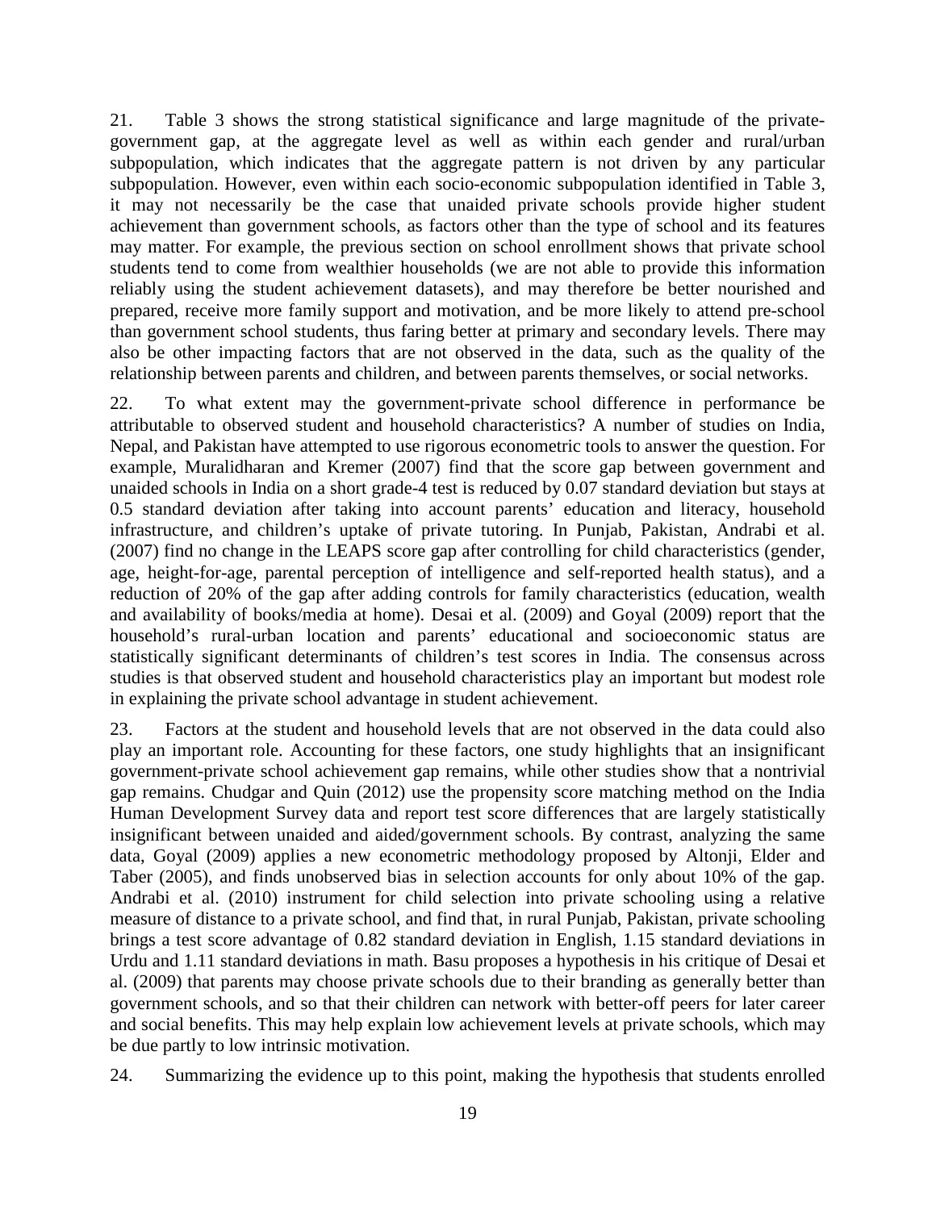21. Table 3 shows the strong statistical significance and large magnitude of the private-government gap, at the aggregate level as well as within each gender and rural/urban subpopulation, which indicates that the aggregate pattern is not driven by any particular subpopulation. However, even within each socio-economic subpopulation identified in Table 3, it may not necessarily be the case that unaided private schools provide higher student achievement than government schools, as factors other than the type of school and its features may matter. For example, the previous section on school enrollment shows that private school students tend to come from wealthier households (we are not able to provide this information reliably using the student achievement datasets), and may therefore be better nourished and prepared, receive more family support and motivation, and be more likely to attend pre-school than government school students, thus faring better at primary and secondary levels. There may also be other impacting factors that are not observed in the data, such as the quality of the relationship between parents and children, and between parents themselves, or social networks.

22. To what extent may the government-private school difference in performance be attributable to observed student and household characteristics? A number of studies on India, Nepal, and Pakistan have attempted to use rigorous econometric tools to answer the question. For example, Muralidharan and Kremer (2007) find that the score gap between government and unaided schools in India on a short grade-4 test is reduced by 0.07 standard deviation but stays at 0.5 standard deviation after taking into account parents' education and literacy, household infrastructure, and children's uptake of private tutoring. In Punjab, Pakistan, Andrabi et al. (2007) find no change in the LEAPS score gap after controlling for child characteristics (gender, age, height-for-age, parental perception of intelligence and self-reported health status), and a reduction of 20% of the gap after adding controls for family characteristics (education, wealth and availability of books/media at home). Desai et al. (2009) and Goyal (2009) report that the household's rural-urban location and parents' educational and socioeconomic status are statistically significant determinants of children's test scores in India. The consensus across studies is that observed student and household characteristics play an important but modest role in explaining the private school advantage in student achievement.

23. Factors at the student and household levels that are not observed in the data could also play an important role. Accounting for these factors, one study highlights that an insignificant government-private school achievement gap remains, while other studies show that a nontrivial gap remains. Chudgar and Quin (2012) use the propensity score matching method on the India Human Development Survey data and report test score differences that are largely statistically insignificant between unaided and aided/government schools. By contrast, analyzing the same data, Goyal (2009) applies a new econometric methodology proposed by Altonji, Elder and Taber (2005), and finds unobserved bias in selection accounts for only about 10% of the gap. Andrabi et al. (2010) instrument for child selection into private schooling using a relative measure of distance to a private school, and find that, in rural Punjab, Pakistan, private schooling brings a test score advantage of 0.82 standard deviation in English, 1.15 standard deviations in Urdu and 1.11 standard deviations in math. Basu proposes a hypothesis in his critique of Desai et al. (2009) that parents may choose private schools due to their branding as generally better than government schools, and so that their children can network with better-off peers for later career and social benefits. This may help explain low achievement levels at private schools, which may be due partly to low intrinsic motivation.

24. Summarizing the evidence up to this point, making the hypothesis that students enrolled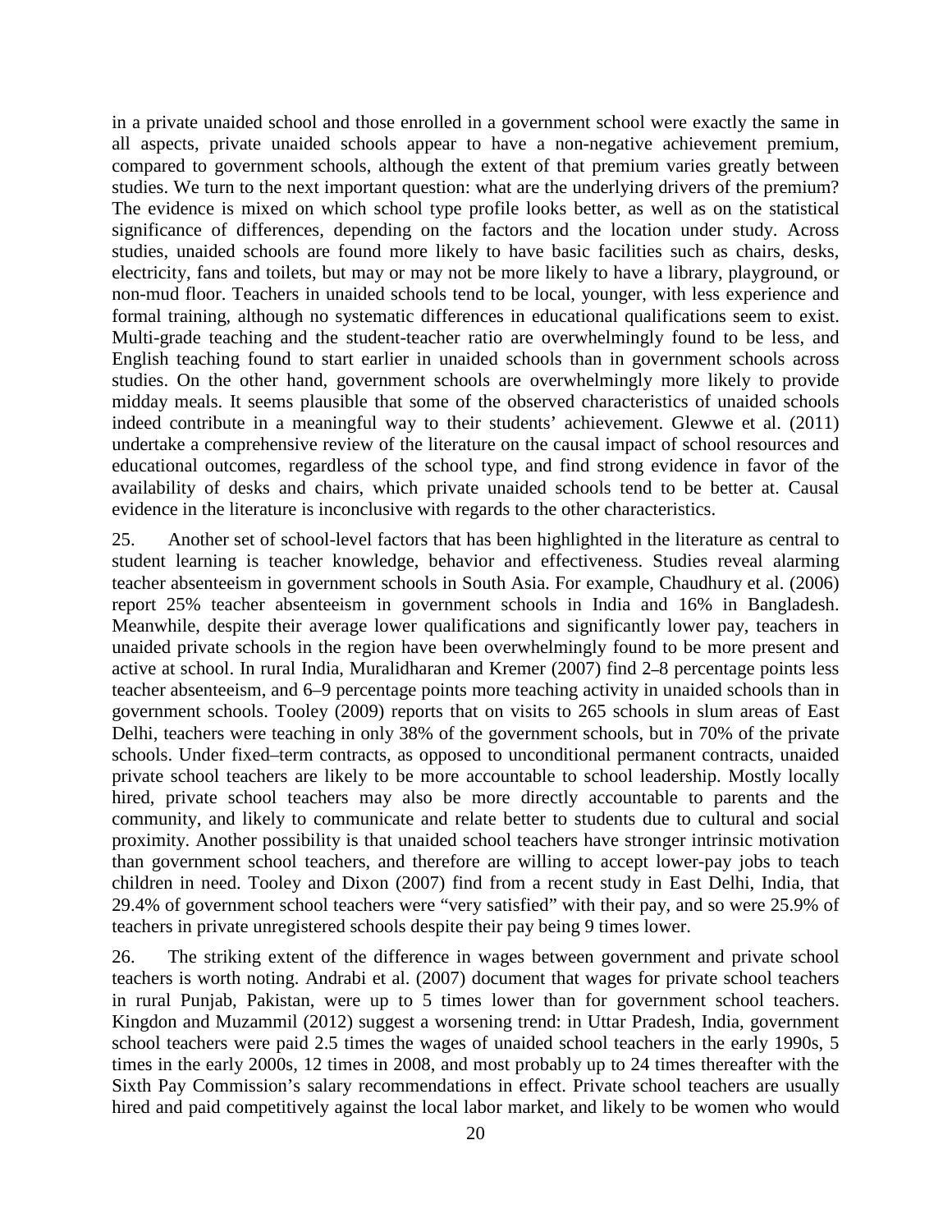in a private unaided school and those enrolled in a government school were exactly the same in all aspects, private unaided schools appear to have a non-negative achievement premium, compared to government schools, although the extent of that premium varies greatly between studies. We turn to the next important question: what are the underlying drivers of the premium? The evidence is mixed on which school type profile looks better, as well as on the statistical significance of differences, depending on the factors and the location under study. Across studies, unaided schools are found more likely to have basic facilities such as chairs, desks, electricity, fans and toilets, but may or may not be more likely to have a library, playground, or non-mud floor. Teachers in unaided schools tend to be local, younger, with less experience and formal training, although no systematic differences in educational qualifications seem to exist. Multi-grade teaching and the student-teacher ratio are overwhelmingly found to be less, and English teaching found to start earlier in unaided schools than in government schools across studies. On the other hand, government schools are overwhelmingly more likely to provide midday meals. It seems plausible that some of the observed characteristics of unaided schools indeed contribute in a meaningful way to their students' achievement. Glewwe et al. (2011) undertake a comprehensive review of the literature on the causal impact of school resources and educational outcomes, regardless of the school type, and find strong evidence in favor of the availability of desks and chairs, which private unaided schools tend to be better at. Causal evidence in the literature is inconclusive with regards to the other characteristics.

25. Another set of school-level factors that has been highlighted in the literature as central to student learning is teacher knowledge, behavior and effectiveness. Studies reveal alarming teacher absenteeism in government schools in South Asia. For example, Chaudhury et al. (2006) report 25% teacher absenteeism in government schools in India and 16% in Bangladesh. Meanwhile, despite their average lower qualifications and significantly lower pay, teachers in unaided private schools in the region have been overwhelmingly found to be more present and active at school. In rural India, Muralidharan and Kremer (2007) find 2–8 percentage points less teacher absenteeism, and 6–9 percentage points more teaching activity in unaided schools than in government schools. Tooley (2009) reports that on visits to 265 schools in slum areas of East Delhi, teachers were teaching in only 38% of the government schools, but in 70% of the private schools. Under fixed–term contracts, as opposed to unconditional permanent contracts, unaided private school teachers are likely to be more accountable to school leadership. Mostly locally hired, private school teachers may also be more directly accountable to parents and the community, and likely to communicate and relate better to students due to cultural and social proximity. Another possibility is that unaided school teachers have stronger intrinsic motivation than government school teachers, and therefore are willing to accept lower-pay jobs to teach children in need. Tooley and Dixon (2007) find from a recent study in East Delhi, India, that 29.4% of government school teachers were "very satisfied" with their pay, and so were 25.9% of teachers in private unregistered schools despite their pay being 9 times lower.

26. The striking extent of the difference in wages between government and private school teachers is worth noting. Andrabi et al. (2007) document that wages for private school teachers in rural Punjab, Pakistan, were up to 5 times lower than for government school teachers. Kingdon and Muzammil (2012) suggest a worsening trend: in Uttar Pradesh, India, government school teachers were paid 2.5 times the wages of unaided school teachers in the early 1990s, 5 times in the early 2000s, 12 times in 2008, and most probably up to 24 times thereafter with the Sixth Pay Commission's salary recommendations in effect. Private school teachers are usually hired and paid competitively against the local labor market, and likely to be women who would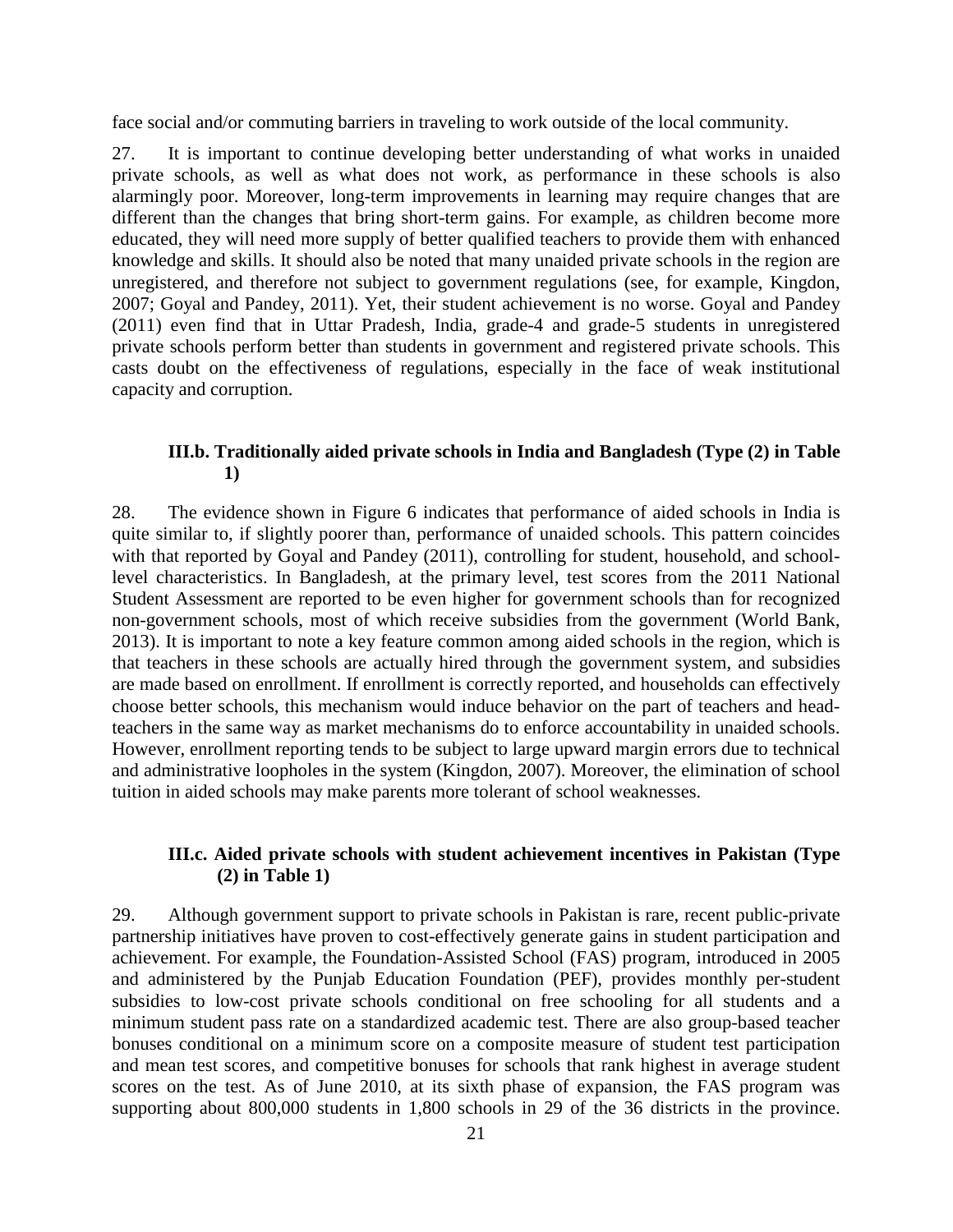face social and/or commuting barriers in traveling to work outside of the local community.

27. It is important to continue developing better understanding of what works in unaided private schools, as well as what does not work, as performance in these schools is also alarmingly poor. Moreover, long-term improvements in learning may require changes that are different than the changes that bring short-term gains. For example, as children become more educated, they will need more supply of better qualified teachers to provide them with enhanced knowledge and skills. It should also be noted that many unaided private schools in the region are unregistered, and therefore not subject to government regulations (see, for example, Kingdon, 2007; Goyal and Pandey, 2011). Yet, their student achievement is no worse. Goyal and Pandey (2011) even find that in Uttar Pradesh, India, grade-4 and grade-5 students in unregistered private schools perform better than students in government and registered private schools. This casts doubt on the effectiveness of regulations, especially in the face of weak institutional capacity and corruption.

### III.b. Traditionally aided private schools in India and Bangladesh (Type (2) in Table 1)

28. The evidence shown in Figure 6 indicates that performance of aided schools in India is quite similar to, if slightly poorer than, performance of unaided schools. This pattern coincides with that reported by Goyal and Pandey (2011), controlling for student, household, and school-level characteristics. In Bangladesh, at the primary level, test scores from the 2011 National Student Assessment are reported to be even higher for government schools than for recognized non-government schools, most of which receive subsidies from the government (World Bank, 2013). It is important to note a key feature common among aided schools in the region, which is that teachers in these schools are actually hired through the government system, and subsidies are made based on enrollment. If enrollment is correctly reported, and households can effectively choose better schools, this mechanism would induce behavior on the part of teachers and head-teachers in the same way as market mechanisms do to enforce accountability in unaided schools. However, enrollment reporting tends to be subject to large upward margin errors due to technical and administrative loopholes in the system (Kingdon, 2007). Moreover, the elimination of school tuition in aided schools may make parents more tolerant of school weaknesses.

### III.c. Aided private schools with student achievement incentives in Pakistan (Type (2) in Table 1)

29. Although government support to private schools in Pakistan is rare, recent public-private partnership initiatives have proven to cost-effectively generate gains in student participation and achievement. For example, the Foundation-Assisted School (FAS) program, introduced in 2005 and administered by the Punjab Education Foundation (PEF), provides monthly per-student subsidies to low-cost private schools conditional on free schooling for all students and a minimum student pass rate on a standardized academic test. There are also group-based teacher bonuses conditional on a minimum score on a composite measure of student test participation and mean test scores, and competitive bonuses for schools that rank highest in average student scores on the test. As of June 2010, at its sixth phase of expansion, the FAS program was supporting about 800,000 students in 1,800 schools in 29 of the 36 districts in the province.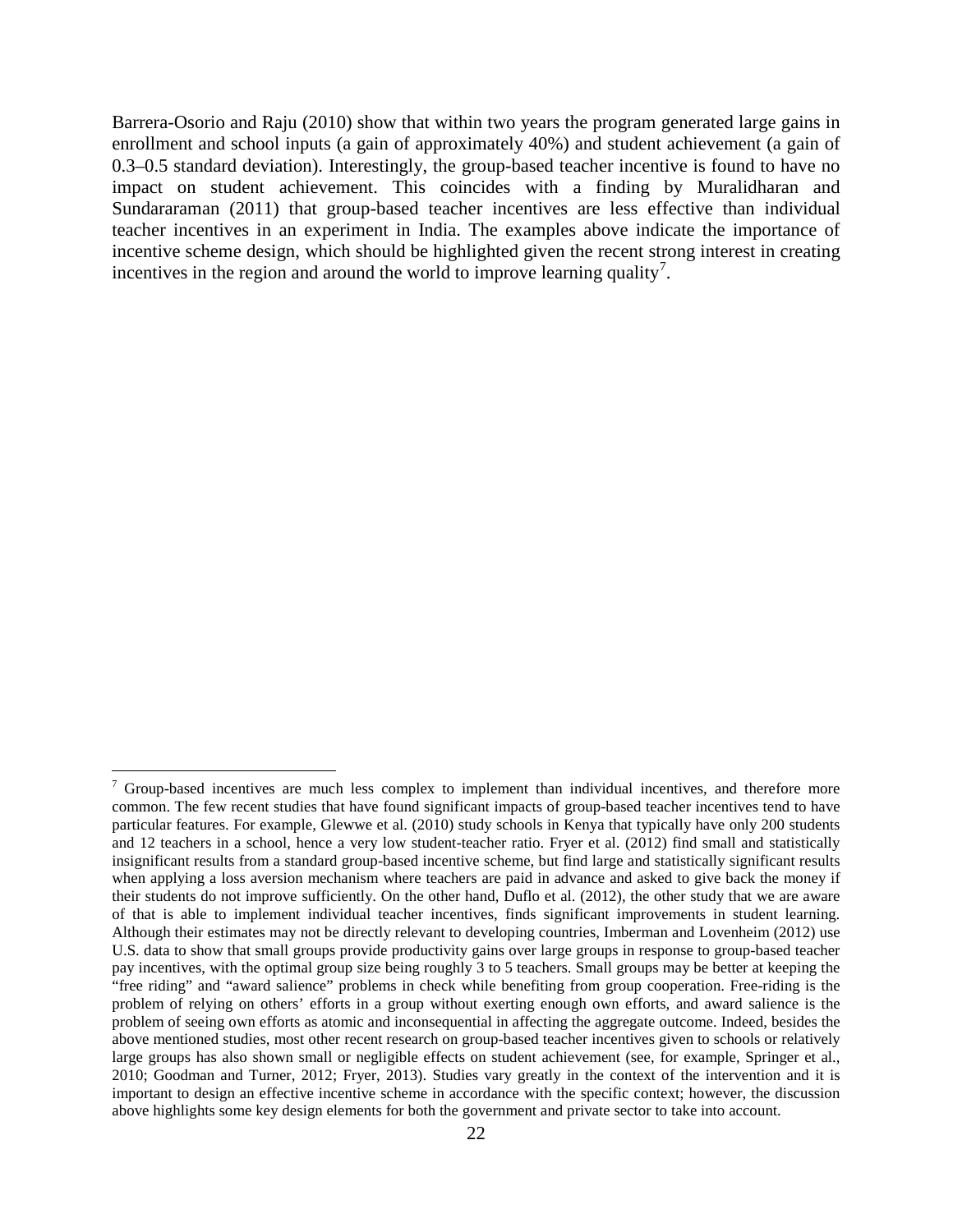Barrera-Osorio and Raju (2010) show that within two years the program generated large gains in enrollment and school inputs (a gain of approximately 40%) and student achievement (a gain of 0.3–0.5 standard deviation). Interestingly, the group-based teacher incentive is found to have no impact on student achievement. This coincides with a finding by Muralidharan and Sundararaman (2011) that group-based teacher incentives are less effective than individual teacher incentives in an experiment in India. The examples above indicate the importance of incentive scheme design, which should be highlighted given the recent strong interest in creating incentives in the region and around the world to improve learning quality[7].

---

[7] Group-based incentives are much less complex to implement than individual incentives, and therefore more common. The few recent studies that have found significant impacts of group-based teacher incentives tend to have particular features. For example, Glewwe et al. (2010) study schools in Kenya that typically have only 200 students and 12 teachers in a school, hence a very low student-teacher ratio. Fryer et al. (2012) find small and statistically insignificant results from a standard group-based incentive scheme, but find large and statistically significant results when applying a loss aversion mechanism where teachers are paid in advance and asked to give back the money if their students do not improve sufficiently. On the other hand, Duflo et al. (2012), the other study that we are aware of that is able to implement individual teacher incentives, finds significant improvements in student learning. Although their estimates may not be directly relevant to developing countries, Imberman and Lovenheim (2012) use U.S. data to show that small groups provide productivity gains over large groups in response to group-based teacher pay incentives, with the optimal group size being roughly 3 to 5 teachers. Small groups may be better at keeping the "free riding" and "award salience" problems in check while benefiting from group cooperation. Free-riding is the problem of relying on others' efforts in a group without exerting enough own efforts, and award salience is the problem of seeing own efforts as atomic and inconsequential in affecting the aggregate outcome. Indeed, besides the above mentioned studies, most other recent research on group-based teacher incentives given to schools or relatively large groups has also shown small or negligible effects on student achievement (see, for example, Springer et al., 2010; Goodman and Turner, 2012; Fryer, 2013). Studies vary greatly in the context of the intervention and it is important to design an effective incentive scheme in accordance with the specific context; however, the discussion above highlights some key design elements for both the government and private sector to take into account.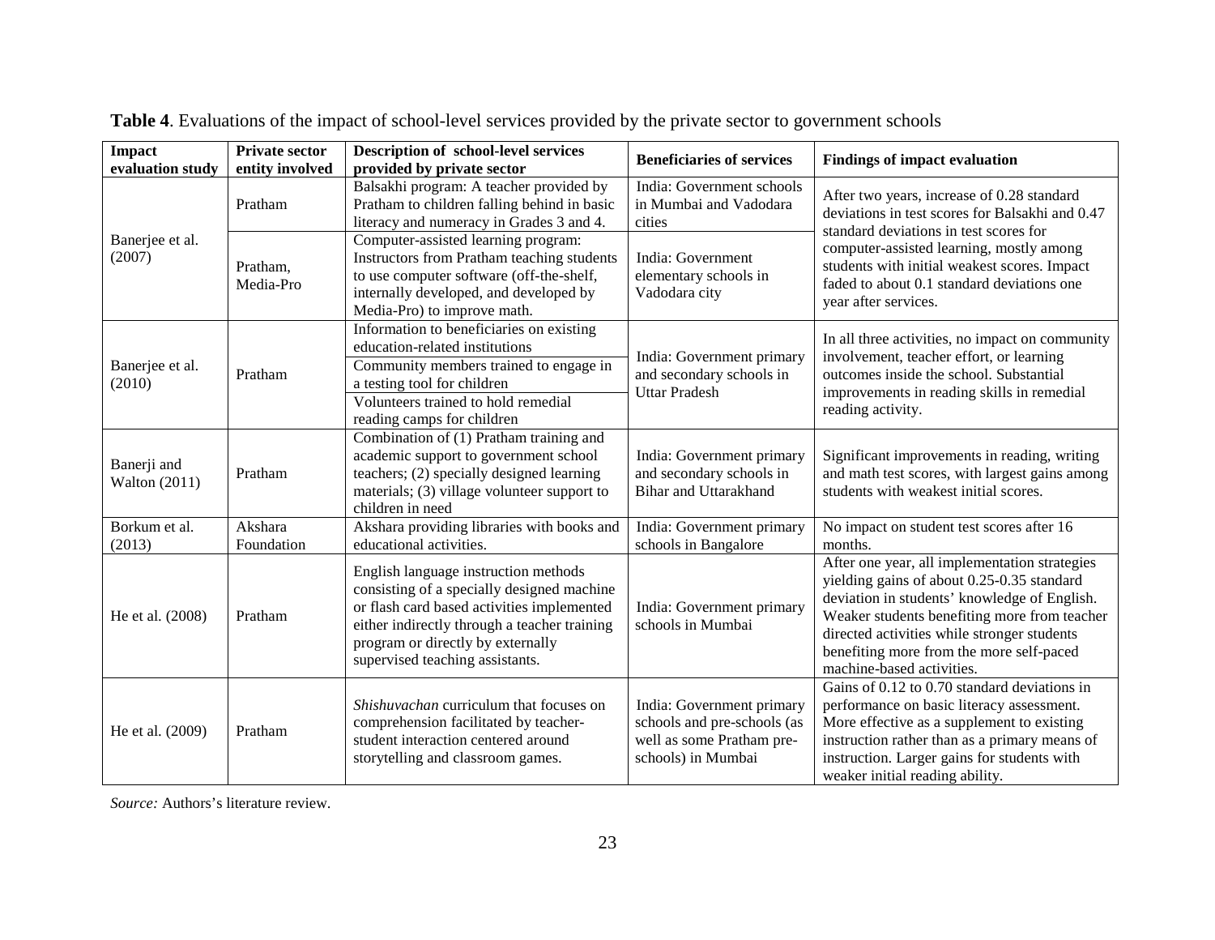**Table 4**. Evaluations of the impact of school-level services provided by the private sector to government schools

| Impact evaluation study | Private sector entity involved | Description of school-level services provided by private sector | Beneficiaries of services | Findings of impact evaluation |
|---|---|---|---|---|
| Banerjee et al. (2007) | Pratham | Balsakhi program: A teacher provided by Pratham to children falling behind in basic literacy and numeracy in Grades 3 and 4. | India: Government schools in Mumbai and Vadodara cities | After two years, increase of 0.28 standard deviations in test scores for Balsakhi and 0.47 standard deviations in test scores for computer-assisted learning, mostly among students with initial weakest scores. Impact faded to about 0.1 standard deviations one year after services. |
| | Pratham, Media-Pro | Computer-assisted learning program: Instructors from Pratham teaching students to use computer software (off-the-shelf, internally developed, and developed by Media-Pro) to improve math. | India: Government elementary schools in Vadodara city | |
| Banerjee et al. (2010) | Pratham | Information to beneficiaries on existing education-related institutions | India: Government primary and secondary schools in Uttar Pradesh | In all three activities, no impact on community involvement, teacher effort, or learning outcomes inside the school. Substantial improvements in reading skills in remedial reading activity. |
| | | Community members trained to engage in a testing tool for children | | |
| | | Volunteers trained to hold remedial reading camps for children | | |
| Banerji and Walton (2011) | Pratham | Combination of (1) Pratham training and academic support to government school teachers; (2) specially designed learning materials; (3) village volunteer support to children in need | India: Government primary and secondary schools in Bihar and Uttarakhand | Significant improvements in reading, writing and math test scores, with largest gains among students with weakest initial scores. |
| Borkum et al. (2013) | Akshara Foundation | Akshara providing libraries with books and educational activities. | India: Government primary schools in Bangalore | No impact on student test scores after 16 months. |
| He et al. (2008) | Pratham | English language instruction methods consisting of a specially designed machine or flash card based activities implemented either indirectly through a teacher training program or directly by externally supervised teaching assistants. | India: Government primary schools in Mumbai | After one year, all implementation strategies yielding gains of about 0.25-0.35 standard deviation in students' knowledge of English. Weaker students benefiting more from teacher directed activities while stronger students benefiting more from the more self-paced machine-based activities. |
| He et al. (2009) | Pratham | *Shishuvachan* curriculum that focuses on comprehension facilitated by teacher-student interaction centered around storytelling and classroom games. | India: Government primary schools and pre-schools (as well as some Pratham pre-schools) in Mumbai | Gains of 0.12 to 0.70 standard deviations in performance on basic literacy assessment. More effective as a supplement to existing instruction rather than as a primary means of instruction. Larger gains for students with weaker initial reading ability. |

*Source:* Authors's literature review.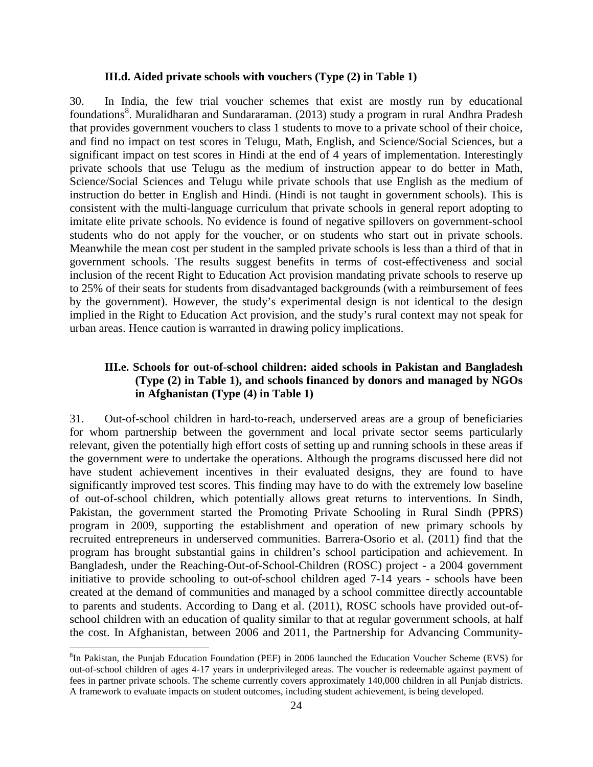### III.d. Aided private schools with vouchers (Type (2) in Table 1)

30. In India, the few trial voucher schemes that exist are mostly run by educational foundations[8]. Muralidharan and Sundararaman. (2013) study a program in rural Andhra Pradesh that provides government vouchers to class 1 students to move to a private school of their choice, and find no impact on test scores in Telugu, Math, English, and Science/Social Sciences, but a significant impact on test scores in Hindi at the end of 4 years of implementation. Interestingly private schools that use Telugu as the medium of instruction appear to do better in Math, Science/Social Sciences and Telugu while private schools that use English as the medium of instruction do better in English and Hindi. (Hindi is not taught in government schools). This is consistent with the multi-language curriculum that private schools in general report adopting to imitate elite private schools. No evidence is found of negative spillovers on government-school students who do not apply for the voucher, or on students who start out in private schools. Meanwhile the mean cost per student in the sampled private schools is less than a third of that in government schools. The results suggest benefits in terms of cost-effectiveness and social inclusion of the recent Right to Education Act provision mandating private schools to reserve up to 25% of their seats for students from disadvantaged backgrounds (with a reimbursement of fees by the government). However, the study's experimental design is not identical to the design implied in the Right to Education Act provision, and the study's rural context may not speak for urban areas. Hence caution is warranted in drawing policy implications.

### III.e. Schools for out-of-school children: aided schools in Pakistan and Bangladesh (Type (2) in Table 1), and schools financed by donors and managed by NGOs in Afghanistan (Type (4) in Table 1)

31. Out-of-school children in hard-to-reach, underserved areas are a group of beneficiaries for whom partnership between the government and local private sector seems particularly relevant, given the potentially high effort costs of setting up and running schools in these areas if the government were to undertake the operations. Although the programs discussed here did not have student achievement incentives in their evaluated designs, they are found to have significantly improved test scores. This finding may have to do with the extremely low baseline of out-of-school children, which potentially allows great returns to interventions. In Sindh, Pakistan, the government started the Promoting Private Schooling in Rural Sindh (PPRS) program in 2009, supporting the establishment and operation of new primary schools by recruited entrepreneurs in underserved communities. Barrera-Osorio et al. (2011) find that the program has brought substantial gains in children's school participation and achievement. In Bangladesh, under the Reaching-Out-of-School-Children (ROSC) project - a 2004 government initiative to provide schooling to out-of-school children aged 7-14 years - schools have been created at the demand of communities and managed by a school committee directly accountable to parents and students. According to Dang et al. (2011), ROSC schools have provided out-of-school children with an education of quality similar to that at regular government schools, at half the cost. In Afghanistan, between 2006 and 2011, the Partnership for Advancing Community-

[8] In Pakistan, the Punjab Education Foundation (PEF) in 2006 launched the Education Voucher Scheme (EVS) for out-of-school children of ages 4-17 years in underprivileged areas. The voucher is redeemable against payment of fees in partner private schools. The scheme currently covers approximately 140,000 children in all Punjab districts. A framework to evaluate impacts on student outcomes, including student achievement, is being developed.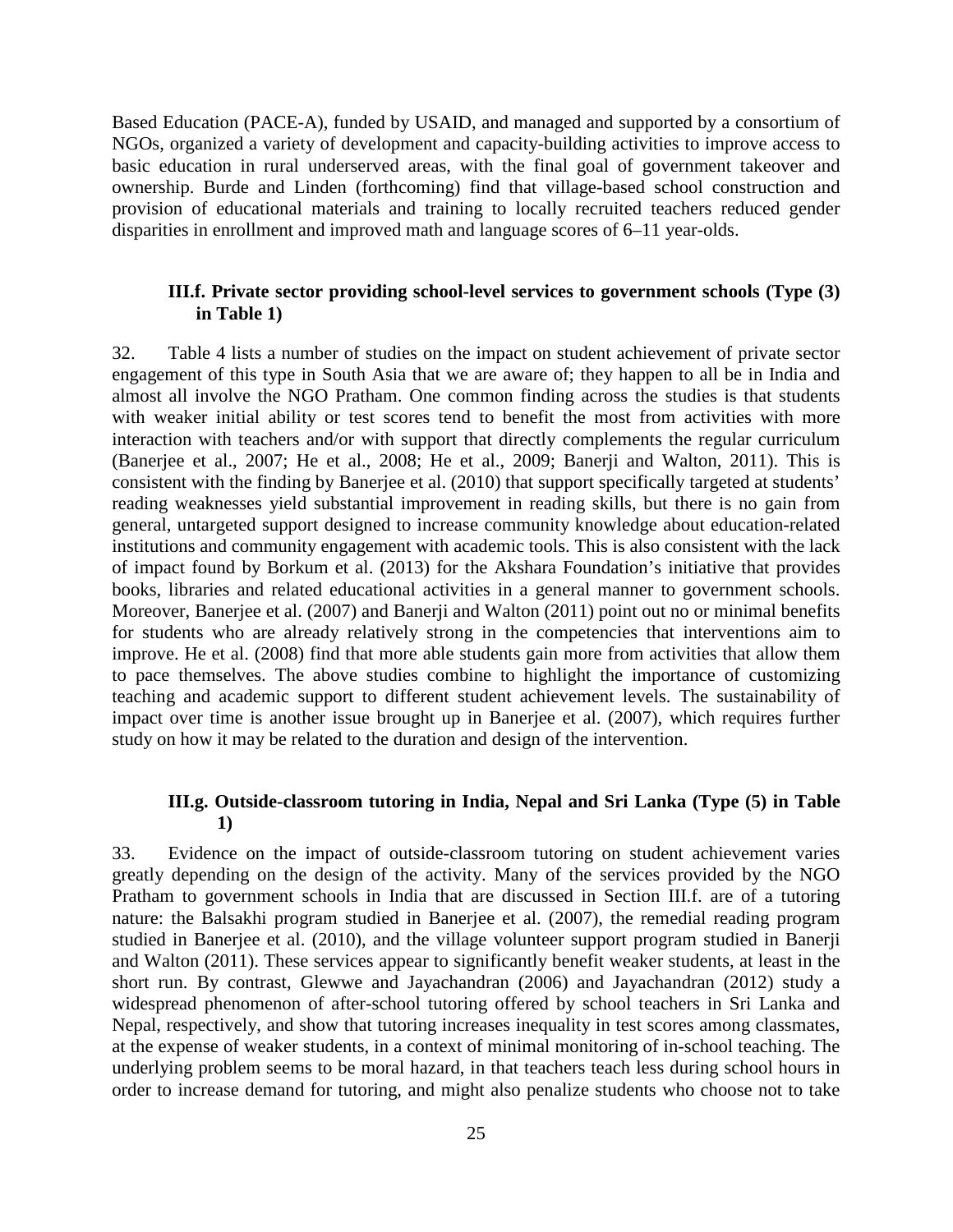Based Education (PACE-A), funded by USAID, and managed and supported by a consortium of NGOs, organized a variety of development and capacity-building activities to improve access to basic education in rural underserved areas, with the final goal of government takeover and ownership. Burde and Linden (forthcoming) find that village-based school construction and provision of educational materials and training to locally recruited teachers reduced gender disparities in enrollment and improved math and language scores of 6–11 year-olds.

### III.f. Private sector providing school-level services to government schools (Type (3) in Table 1)

32. Table 4 lists a number of studies on the impact on student achievement of private sector engagement of this type in South Asia that we are aware of; they happen to all be in India and almost all involve the NGO Pratham. One common finding across the studies is that students with weaker initial ability or test scores tend to benefit the most from activities with more interaction with teachers and/or with support that directly complements the regular curriculum (Banerjee et al., 2007; He et al., 2008; He et al., 2009; Banerji and Walton, 2011). This is consistent with the finding by Banerjee et al. (2010) that support specifically targeted at students' reading weaknesses yield substantial improvement in reading skills, but there is no gain from general, untargeted support designed to increase community knowledge about education-related institutions and community engagement with academic tools. This is also consistent with the lack of impact found by Borkum et al. (2013) for the Akshara Foundation's initiative that provides books, libraries and related educational activities in a general manner to government schools. Moreover, Banerjee et al. (2007) and Banerji and Walton (2011) point out no or minimal benefits for students who are already relatively strong in the competencies that interventions aim to improve. He et al. (2008) find that more able students gain more from activities that allow them to pace themselves. The above studies combine to highlight the importance of customizing teaching and academic support to different student achievement levels. The sustainability of impact over time is another issue brought up in Banerjee et al. (2007), which requires further study on how it may be related to the duration and design of the intervention.

### III.g. Outside-classroom tutoring in India, Nepal and Sri Lanka (Type (5) in Table 1)

33. Evidence on the impact of outside-classroom tutoring on student achievement varies greatly depending on the design of the activity. Many of the services provided by the NGO Pratham to government schools in India that are discussed in Section III.f. are of a tutoring nature: the Balsakhi program studied in Banerjee et al. (2007), the remedial reading program studied in Banerjee et al. (2010), and the village volunteer support program studied in Banerji and Walton (2011). These services appear to significantly benefit weaker students, at least in the short run. By contrast, Glewwe and Jayachandran (2006) and Jayachandran (2012) study a widespread phenomenon of after-school tutoring offered by school teachers in Sri Lanka and Nepal, respectively, and show that tutoring increases inequality in test scores among classmates, at the expense of weaker students, in a context of minimal monitoring of in-school teaching. The underlying problem seems to be moral hazard, in that teachers teach less during school hours in order to increase demand for tutoring, and might also penalize students who choose not to take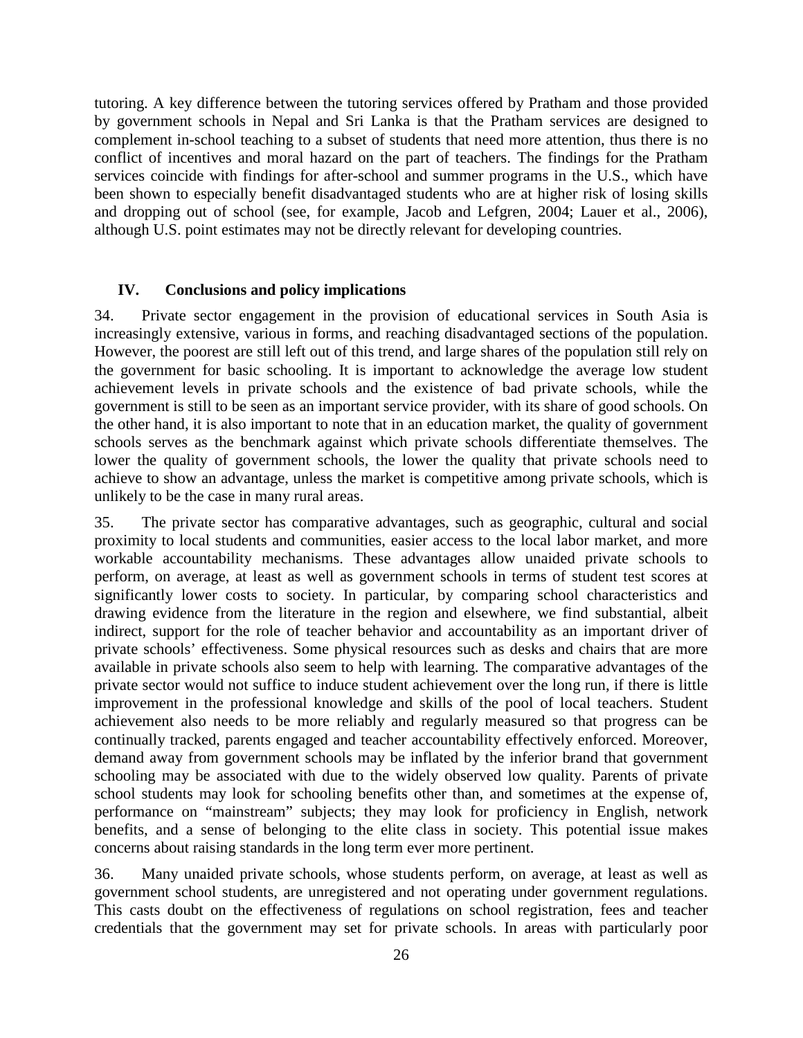tutoring. A key difference between the tutoring services offered by Pratham and those provided by government schools in Nepal and Sri Lanka is that the Pratham services are designed to complement in-school teaching to a subset of students that need more attention, thus there is no conflict of incentives and moral hazard on the part of teachers. The findings for the Pratham services coincide with findings for after-school and summer programs in the U.S., which have been shown to especially benefit disadvantaged students who are at higher risk of losing skills and dropping out of school (see, for example, Jacob and Lefgren, 2004; Lauer et al., 2006), although U.S. point estimates may not be directly relevant for developing countries.

## IV. Conclusions and policy implications

34. Private sector engagement in the provision of educational services in South Asia is increasingly extensive, various in forms, and reaching disadvantaged sections of the population. However, the poorest are still left out of this trend, and large shares of the population still rely on the government for basic schooling. It is important to acknowledge the average low student achievement levels in private schools and the existence of bad private schools, while the government is still to be seen as an important service provider, with its share of good schools. On the other hand, it is also important to note that in an education market, the quality of government schools serves as the benchmark against which private schools differentiate themselves. The lower the quality of government schools, the lower the quality that private schools need to achieve to show an advantage, unless the market is competitive among private schools, which is unlikely to be the case in many rural areas.

35. The private sector has comparative advantages, such as geographic, cultural and social proximity to local students and communities, easier access to the local labor market, and more workable accountability mechanisms. These advantages allow unaided private schools to perform, on average, at least as well as government schools in terms of student test scores at significantly lower costs to society. In particular, by comparing school characteristics and drawing evidence from the literature in the region and elsewhere, we find substantial, albeit indirect, support for the role of teacher behavior and accountability as an important driver of private schools' effectiveness. Some physical resources such as desks and chairs that are more available in private schools also seem to help with learning. The comparative advantages of the private sector would not suffice to induce student achievement over the long run, if there is little improvement in the professional knowledge and skills of the pool of local teachers. Student achievement also needs to be more reliably and regularly measured so that progress can be continually tracked, parents engaged and teacher accountability effectively enforced. Moreover, demand away from government schools may be inflated by the inferior brand that government schooling may be associated with due to the widely observed low quality. Parents of private school students may look for schooling benefits other than, and sometimes at the expense of, performance on "mainstream" subjects; they may look for proficiency in English, network benefits, and a sense of belonging to the elite class in society. This potential issue makes concerns about raising standards in the long term ever more pertinent.

36. Many unaided private schools, whose students perform, on average, at least as well as government school students, are unregistered and not operating under government regulations. This casts doubt on the effectiveness of regulations on school registration, fees and teacher credentials that the government may set for private schools. In areas with particularly poor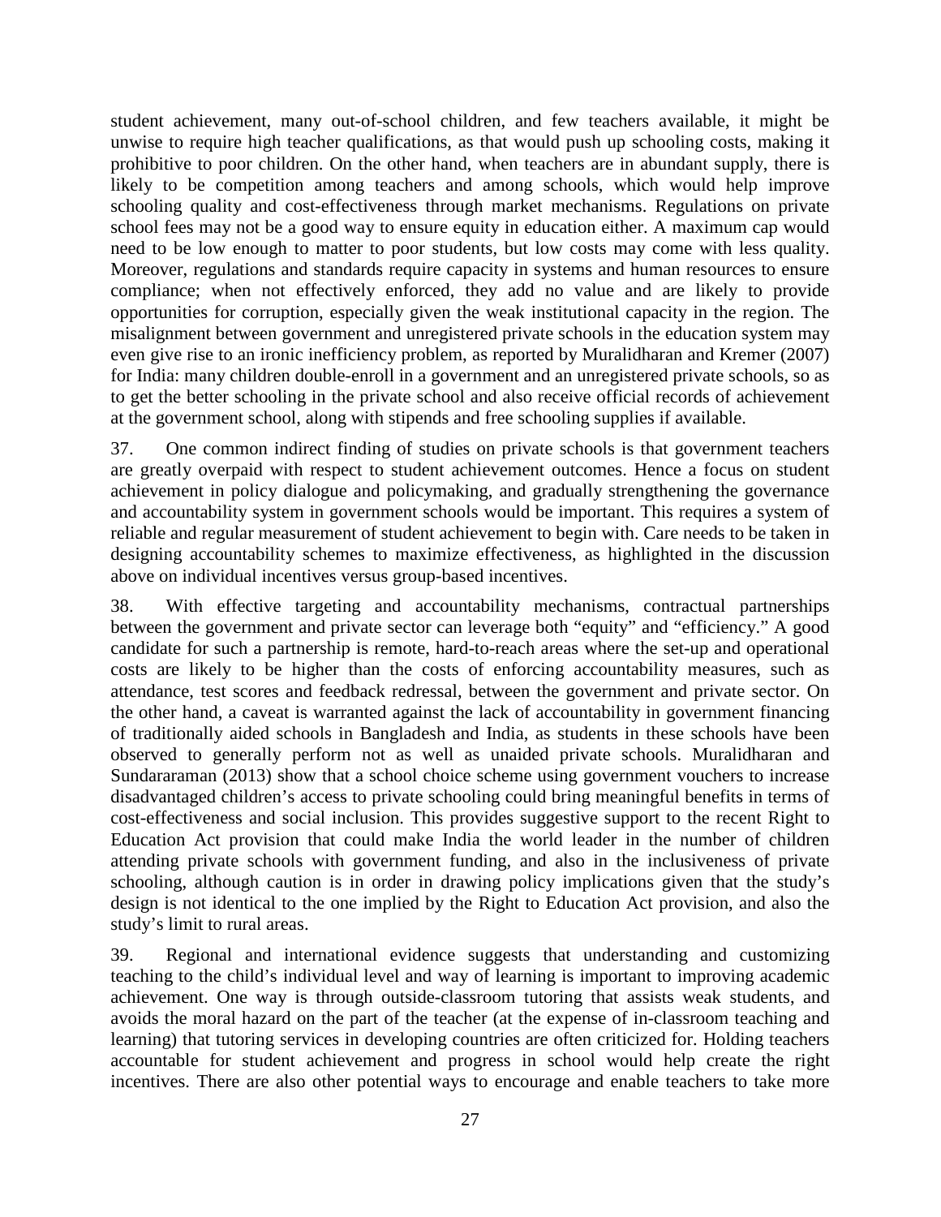student achievement, many out-of-school children, and few teachers available, it might be unwise to require high teacher qualifications, as that would push up schooling costs, making it prohibitive to poor children. On the other hand, when teachers are in abundant supply, there is likely to be competition among teachers and among schools, which would help improve schooling quality and cost-effectiveness through market mechanisms. Regulations on private school fees may not be a good way to ensure equity in education either. A maximum cap would need to be low enough to matter to poor students, but low costs may come with less quality. Moreover, regulations and standards require capacity in systems and human resources to ensure compliance; when not effectively enforced, they add no value and are likely to provide opportunities for corruption, especially given the weak institutional capacity in the region. The misalignment between government and unregistered private schools in the education system may even give rise to an ironic inefficiency problem, as reported by Muralidharan and Kremer (2007) for India: many children double-enroll in a government and an unregistered private schools, so as to get the better schooling in the private school and also receive official records of achievement at the government school, along with stipends and free schooling supplies if available.

37. One common indirect finding of studies on private schools is that government teachers are greatly overpaid with respect to student achievement outcomes. Hence a focus on student achievement in policy dialogue and policymaking, and gradually strengthening the governance and accountability system in government schools would be important. This requires a system of reliable and regular measurement of student achievement to begin with. Care needs to be taken in designing accountability schemes to maximize effectiveness, as highlighted in the discussion above on individual incentives versus group-based incentives.

38. With effective targeting and accountability mechanisms, contractual partnerships between the government and private sector can leverage both "equity" and "efficiency." A good candidate for such a partnership is remote, hard-to-reach areas where the set-up and operational costs are likely to be higher than the costs of enforcing accountability measures, such as attendance, test scores and feedback redressal, between the government and private sector. On the other hand, a caveat is warranted against the lack of accountability in government financing of traditionally aided schools in Bangladesh and India, as students in these schools have been observed to generally perform not as well as unaided private schools. Muralidharan and Sundararaman (2013) show that a school choice scheme using government vouchers to increase disadvantaged children's access to private schooling could bring meaningful benefits in terms of cost-effectiveness and social inclusion. This provides suggestive support to the recent Right to Education Act provision that could make India the world leader in the number of children attending private schools with government funding, and also in the inclusiveness of private schooling, although caution is in order in drawing policy implications given that the study's design is not identical to the one implied by the Right to Education Act provision, and also the study's limit to rural areas.

39. Regional and international evidence suggests that understanding and customizing teaching to the child's individual level and way of learning is important to improving academic achievement. One way is through outside-classroom tutoring that assists weak students, and avoids the moral hazard on the part of the teacher (at the expense of in-classroom teaching and learning) that tutoring services in developing countries are often criticized for. Holding teachers accountable for student achievement and progress in school would help create the right incentives. There are also other potential ways to encourage and enable teachers to take more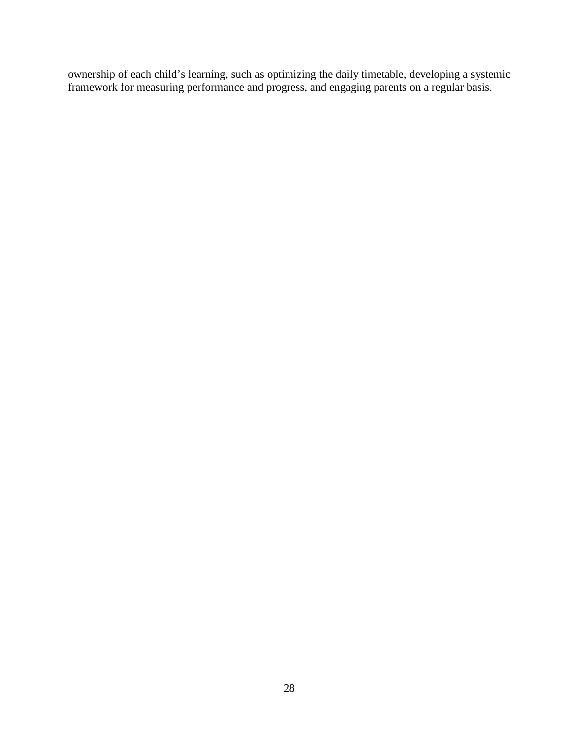ownership of each child’s learning, such as optimizing the daily timetable, developing a systemic framework for measuring performance and progress, and engaging parents on a regular basis.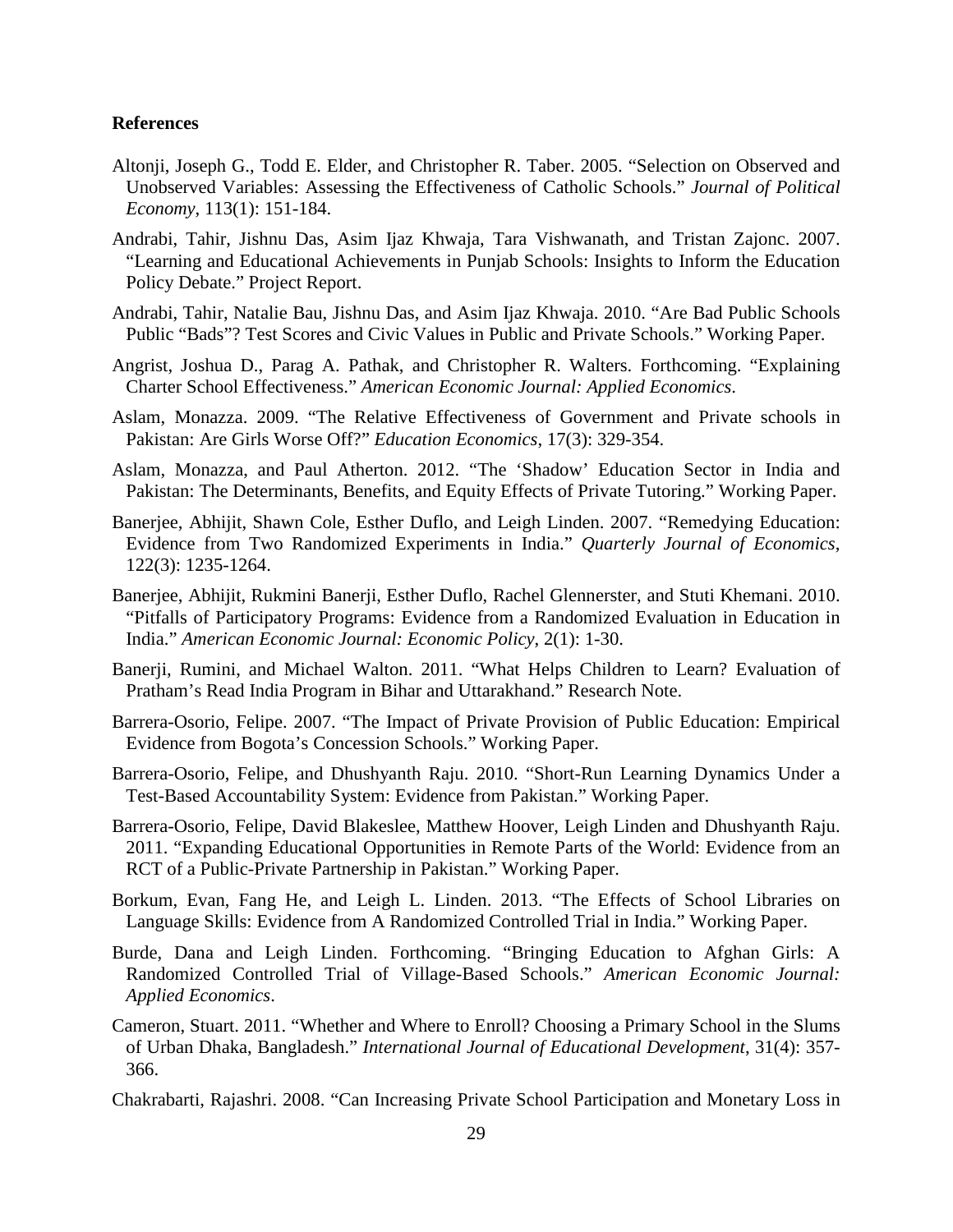**References**

Altonji, Joseph G., Todd E. Elder, and Christopher R. Taber. 2005. "Selection on Observed and Unobserved Variables: Assessing the Effectiveness of Catholic Schools." *Journal of Political Economy*, 113(1): 151-184.

Andrabi, Tahir, Jishnu Das, Asim Ijaz Khwaja, Tara Vishwanath, and Tristan Zajonc. 2007. "Learning and Educational Achievements in Punjab Schools: Insights to Inform the Education Policy Debate." Project Report.

Andrabi, Tahir, Natalie Bau, Jishnu Das, and Asim Ijaz Khwaja. 2010. "Are Bad Public Schools Public "Bads"? Test Scores and Civic Values in Public and Private Schools." Working Paper.

Angrist, Joshua D., Parag A. Pathak, and Christopher R. Walters. Forthcoming. "Explaining Charter School Effectiveness." *American Economic Journal: Applied Economics*.

Aslam, Monazza. 2009. "The Relative Effectiveness of Government and Private schools in Pakistan: Are Girls Worse Off?" *Education Economics*, 17(3): 329-354.

Aslam, Monazza, and Paul Atherton. 2012. "The 'Shadow' Education Sector in India and Pakistan: The Determinants, Benefits, and Equity Effects of Private Tutoring." Working Paper.

Banerjee, Abhijit, Shawn Cole, Esther Duflo, and Leigh Linden. 2007. "Remedying Education: Evidence from Two Randomized Experiments in India." *Quarterly Journal of Economics*, 122(3): 1235-1264.

Banerjee, Abhijit, Rukmini Banerji, Esther Duflo, Rachel Glennerster, and Stuti Khemani. 2010. "Pitfalls of Participatory Programs: Evidence from a Randomized Evaluation in Education in India." *American Economic Journal: Economic Policy*, 2(1): 1-30.

Banerji, Rumini, and Michael Walton. 2011. "What Helps Children to Learn? Evaluation of Pratham's Read India Program in Bihar and Uttarakhand." Research Note.

Barrera-Osorio, Felipe. 2007. "The Impact of Private Provision of Public Education: Empirical Evidence from Bogota's Concession Schools." Working Paper.

Barrera-Osorio, Felipe, and Dhushyanth Raju. 2010. "Short-Run Learning Dynamics Under a Test-Based Accountability System: Evidence from Pakistan." Working Paper.

Barrera-Osorio, Felipe, David Blakeslee, Matthew Hoover, Leigh Linden and Dhushyanth Raju. 2011. "Expanding Educational Opportunities in Remote Parts of the World: Evidence from an RCT of a Public-Private Partnership in Pakistan." Working Paper.

Borkum, Evan, Fang He, and Leigh L. Linden. 2013. "The Effects of School Libraries on Language Skills: Evidence from A Randomized Controlled Trial in India." Working Paper.

Burde, Dana and Leigh Linden. Forthcoming. "Bringing Education to Afghan Girls: A Randomized Controlled Trial of Village-Based Schools." *American Economic Journal: Applied Economics*.

Cameron, Stuart. 2011. "Whether and Where to Enroll? Choosing a Primary School in the Slums of Urban Dhaka, Bangladesh." *International Journal of Educational Development*, 31(4): 357-366.

Chakrabarti, Rajashri. 2008. "Can Increasing Private School Participation and Monetary Loss in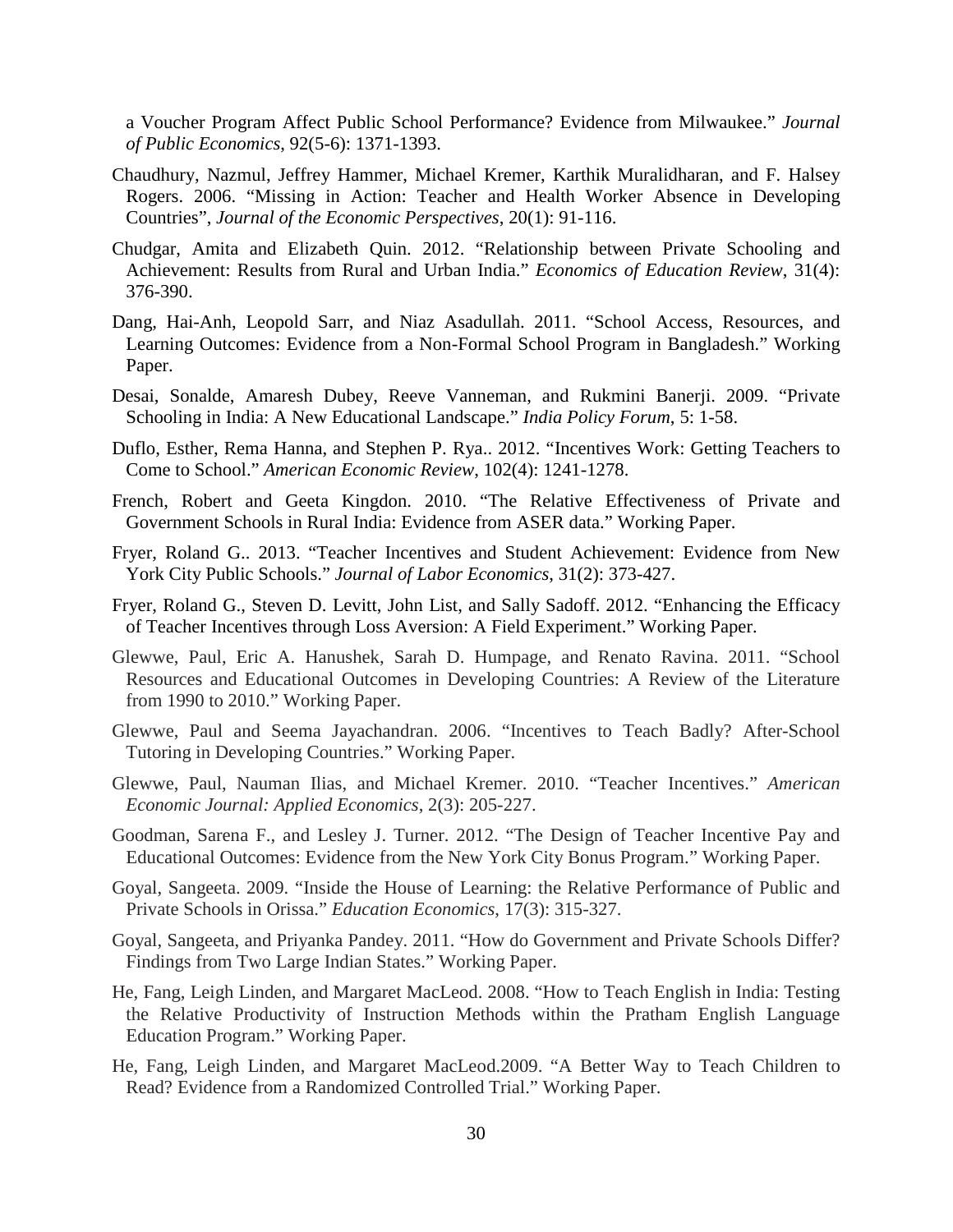a Voucher Program Affect Public School Performance? Evidence from Milwaukee." *Journal of Public Economics*, 92(5-6): 1371-1393.

Chaudhury, Nazmul, Jeffrey Hammer, Michael Kremer, Karthik Muralidharan, and F. Halsey Rogers. 2006. "Missing in Action: Teacher and Health Worker Absence in Developing Countries", *Journal of the Economic Perspectives*, 20(1): 91-116.

Chudgar, Amita and Elizabeth Quin. 2012. "Relationship between Private Schooling and Achievement: Results from Rural and Urban India." *Economics of Education Review*, 31(4): 376-390.

Dang, Hai-Anh, Leopold Sarr, and Niaz Asadullah. 2011. "School Access, Resources, and Learning Outcomes: Evidence from a Non-Formal School Program in Bangladesh." Working Paper.

Desai, Sonalde, Amaresh Dubey, Reeve Vanneman, and Rukmini Banerji. 2009. "Private Schooling in India: A New Educational Landscape." *India Policy Forum*, 5: 1-58.

Duflo, Esther, Rema Hanna, and Stephen P. Rya.. 2012. "Incentives Work: Getting Teachers to Come to School." *American Economic Review*, 102(4): 1241-1278.

French, Robert and Geeta Kingdon. 2010. "The Relative Effectiveness of Private and Government Schools in Rural India: Evidence from ASER data." Working Paper.

Fryer, Roland G.. 2013. "Teacher Incentives and Student Achievement: Evidence from New York City Public Schools." *Journal of Labor Economics*, 31(2): 373-427.

Fryer, Roland G., Steven D. Levitt, John List, and Sally Sadoff. 2012. "Enhancing the Efficacy of Teacher Incentives through Loss Aversion: A Field Experiment." Working Paper.

Glewwe, Paul, Eric A. Hanushek, Sarah D. Humpage, and Renato Ravina. 2011. "School Resources and Educational Outcomes in Developing Countries: A Review of the Literature from 1990 to 2010." Working Paper.

Glewwe, Paul and Seema Jayachandran. 2006. "Incentives to Teach Badly? After-School Tutoring in Developing Countries." Working Paper.

Glewwe, Paul, Nauman Ilias, and Michael Kremer. 2010. "Teacher Incentives." *American Economic Journal: Applied Economics*, 2(3): 205-227.

Goodman, Sarena F., and Lesley J. Turner. 2012. "The Design of Teacher Incentive Pay and Educational Outcomes: Evidence from the New York City Bonus Program." Working Paper.

Goyal, Sangeeta. 2009. "Inside the House of Learning: the Relative Performance of Public and Private Schools in Orissa." *Education Economics*, 17(3): 315-327.

Goyal, Sangeeta, and Priyanka Pandey. 2011. "How do Government and Private Schools Differ? Findings from Two Large Indian States." Working Paper.

He, Fang, Leigh Linden, and Margaret MacLeod. 2008. "How to Teach English in India: Testing the Relative Productivity of Instruction Methods within the Pratham English Language Education Program." Working Paper.

He, Fang, Leigh Linden, and Margaret MacLeod.2009. "A Better Way to Teach Children to Read? Evidence from a Randomized Controlled Trial." Working Paper.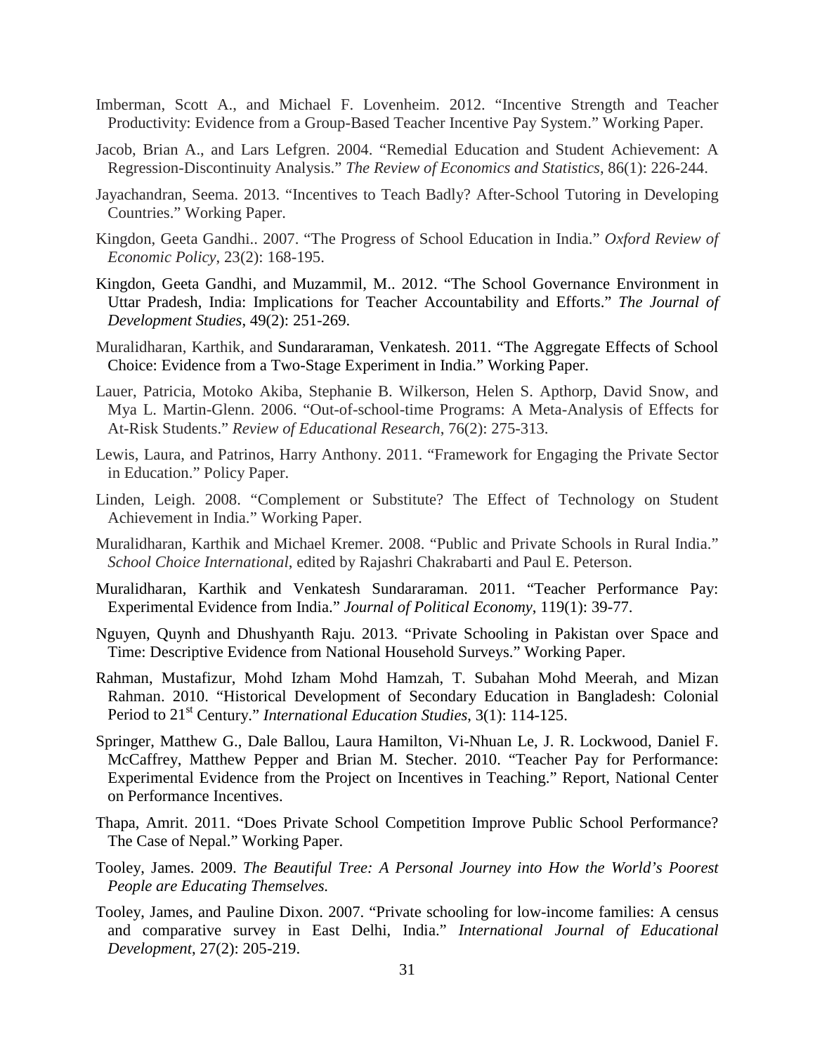Imberman, Scott A., and Michael F. Lovenheim. 2012. "Incentive Strength and Teacher Productivity: Evidence from a Group-Based Teacher Incentive Pay System." Working Paper.

Jacob, Brian A., and Lars Lefgren. 2004. "Remedial Education and Student Achievement: A Regression-Discontinuity Analysis." *The Review of Economics and Statistics*, 86(1): 226-244.

Jayachandran, Seema. 2013. "Incentives to Teach Badly? After-School Tutoring in Developing Countries." Working Paper.

Kingdon, Geeta Gandhi.. 2007. "The Progress of School Education in India." *Oxford Review of Economic Policy*, 23(2): 168-195.

Kingdon, Geeta Gandhi, and Muzammil, M.. 2012. "The School Governance Environment in Uttar Pradesh, India: Implications for Teacher Accountability and Efforts." *The Journal of Development Studies*, 49(2): 251-269.

Muralidharan, Karthik, and Sundararaman, Venkatesh. 2011. "The Aggregate Effects of School Choice: Evidence from a Two-Stage Experiment in India." Working Paper.

Lauer, Patricia, Motoko Akiba, Stephanie B. Wilkerson, Helen S. Apthorp, David Snow, and Mya L. Martin-Glenn. 2006. "Out-of-school-time Programs: A Meta-Analysis of Effects for At-Risk Students." *Review of Educational Research*, 76(2): 275-313.

Lewis, Laura, and Patrinos, Harry Anthony. 2011. "Framework for Engaging the Private Sector in Education." Policy Paper.

Linden, Leigh. 2008. "Complement or Substitute? The Effect of Technology on Student Achievement in India." Working Paper.

Muralidharan, Karthik and Michael Kremer. 2008. "Public and Private Schools in Rural India." *School Choice International*, edited by Rajashri Chakrabarti and Paul E. Peterson.

Muralidharan, Karthik and Venkatesh Sundararaman. 2011. "Teacher Performance Pay: Experimental Evidence from India." *Journal of Political Economy*, 119(1): 39-77.

Nguyen, Quynh and Dhushyanth Raju. 2013. "Private Schooling in Pakistan over Space and Time: Descriptive Evidence from National Household Surveys." Working Paper.

Rahman, Mustafizur, Mohd Izham Mohd Hamzah, T. Subahan Mohd Meerah, and Mizan Rahman. 2010. "Historical Development of Secondary Education in Bangladesh: Colonial Period to 21st Century." *International Education Studies*, 3(1): 114-125.

Springer, Matthew G., Dale Ballou, Laura Hamilton, Vi-Nhuan Le, J. R. Lockwood, Daniel F. McCaffrey, Matthew Pepper and Brian M. Stecher. 2010. "Teacher Pay for Performance: Experimental Evidence from the Project on Incentives in Teaching." Report, National Center on Performance Incentives.

Thapa, Amrit. 2011. "Does Private School Competition Improve Public School Performance? The Case of Nepal." Working Paper.

Tooley, James. 2009. *The Beautiful Tree: A Personal Journey into How the World's Poorest People are Educating Themselves.*

Tooley, James, and Pauline Dixon. 2007. "Private schooling for low-income families: A census and comparative survey in East Delhi, India." *International Journal of Educational Development*, 27(2): 205-219.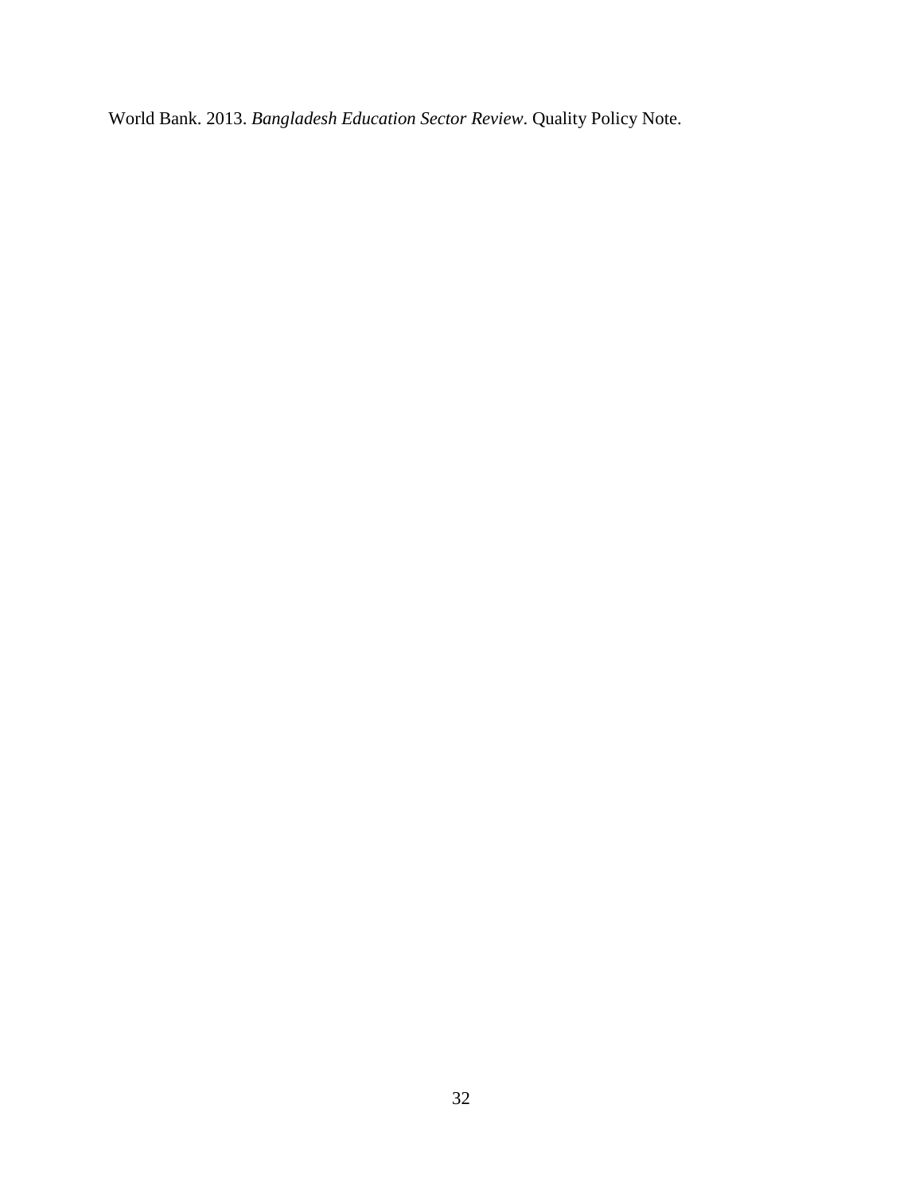World Bank. 2013. *Bangladesh Education Sector Review*. Quality Policy Note.